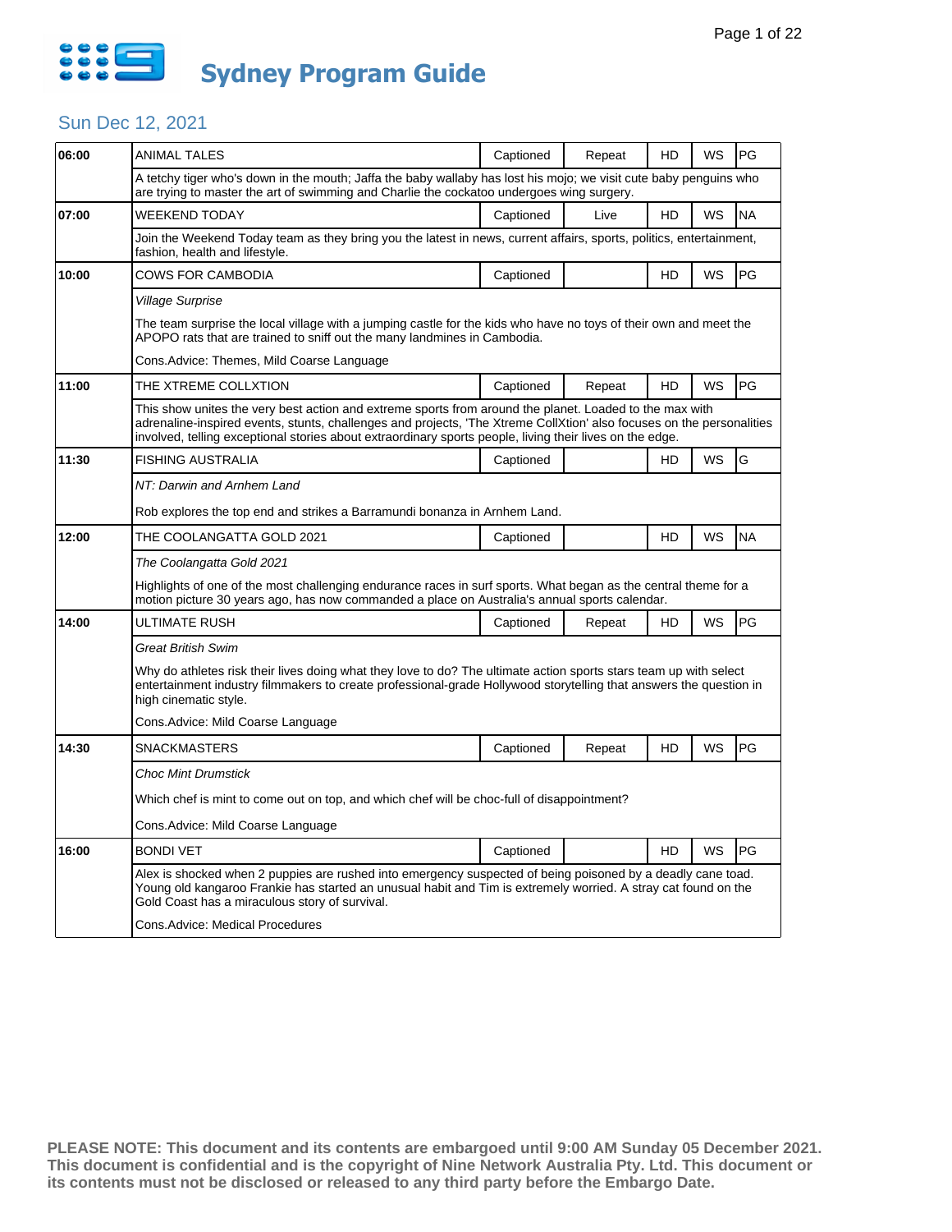# Sydney Program Guide

## Sun Dec 12, 2021

| Time | Program | Captioned | Status | HD | WS | Rating |
|---|---|---|---|---|---|---|
| 06:00 | ANIMAL TALES | Captioned | Repeat | HD | WS | PG |
| | A tetchy tiger who's down in the mouth; Jaffa the baby wallaby has lost his mojo; we visit cute baby penguins who are trying to master the art of swimming and Charlie the cockatoo undergoes wing surgery. | | | | | |
| 07:00 | WEEKEND TODAY | Captioned | Live | HD | WS | NA |
| | Join the Weekend Today team as they bring you the latest in news, current affairs, sports, politics, entertainment, fashion, health and lifestyle. | | | | | |
| 10:00 | COWS FOR CAMBODIA | Captioned | | HD | WS | PG |
| | *Village Surprise*<br><br>The team surprise the local village with a jumping castle for the kids who have no toys of their own and meet the APOPO rats that are trained to sniff out the many landmines in Cambodia.<br><br>Cons.Advice: Themes, Mild Coarse Language | | | | | |
| 11:00 | THE XTREME COLLXTION | Captioned | Repeat | HD | WS | PG |
| | This show unites the very best action and extreme sports from around the planet. Loaded to the max with adrenaline-inspired events, stunts, challenges and projects, 'The Xtreme CollXtion' also focuses on the personalities involved, telling exceptional stories about extraordinary sports people, living their lives on the edge. | | | | | |
| 11:30 | FISHING AUSTRALIA | Captioned | | HD | WS | G |
| | *NT: Darwin and Arnhem Land*<br><br>Rob explores the top end and strikes a Barramundi bonanza in Arnhem Land. | | | | | |
| 12:00 | THE COOLANGATTA GOLD 2021 | Captioned | | HD | WS | NA |
| | *The Coolangatta Gold 2021*<br><br>Highlights of one of the most challenging endurance races in surf sports. What began as the central theme for a motion picture 30 years ago, has now commanded a place on Australia's annual sports calendar. | | | | | |
| 14:00 | ULTIMATE RUSH | Captioned | Repeat | HD | WS | PG |
| | *Great British Swim*<br><br>Why do athletes risk their lives doing what they love to do? The ultimate action sports stars team up with select entertainment industry filmmakers to create professional-grade Hollywood storytelling that answers the question in high cinematic style.<br><br>Cons.Advice: Mild Coarse Language | | | | | |
| 14:30 | SNACKMASTERS | Captioned | Repeat | HD | WS | PG |
| | *Choc Mint Drumstick*<br><br>Which chef is mint to come out on top, and which chef will be choc-full of disappointment?<br><br>Cons.Advice: Mild Coarse Language | | | | | |
| 16:00 | BONDI VET | Captioned | | HD | WS | PG |
| | Alex is shocked when 2 puppies are rushed into emergency suspected of being poisoned by a deadly cane toad. Young old kangaroo Frankie has started an unusual habit and Tim is extremely worried. A stray cat found on the Gold Coast has a miraculous story of survival.<br><br>Cons.Advice: Medical Procedures | | | | | |

**PLEASE NOTE: This document and its contents are embargoed until 9:00 AM Sunday 05 December 2021. This document is confidential and is the copyright of Nine Network Australia Pty. Ltd. This document or its contents must not be disclosed or released to any third party before the Embargo Date.**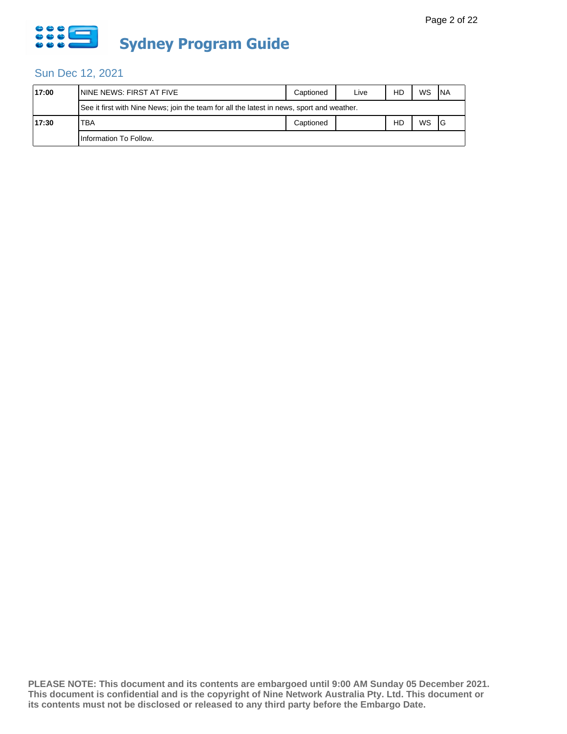# Sydney Program Guide

## Sun Dec 12, 2021

| 17:00 | NINE NEWS: FIRST AT FIVE | Captioned | Live | HD | WS | NA |
|---|---|---|---|---|---|---|
| | See it first with Nine News; join the team for all the latest in news, sport and weather. | | | | | |
| 17:30 | TBA | Captioned | | HD | WS | G |
| | Information To Follow. | | | | | |

**PLEASE NOTE: This document and its contents are embargoed until 9:00 AM Sunday 05 December 2021. This document is confidential and is the copyright of Nine Network Australia Pty. Ltd. This document or its contents must not be disclosed or released to any third party before the Embargo Date.**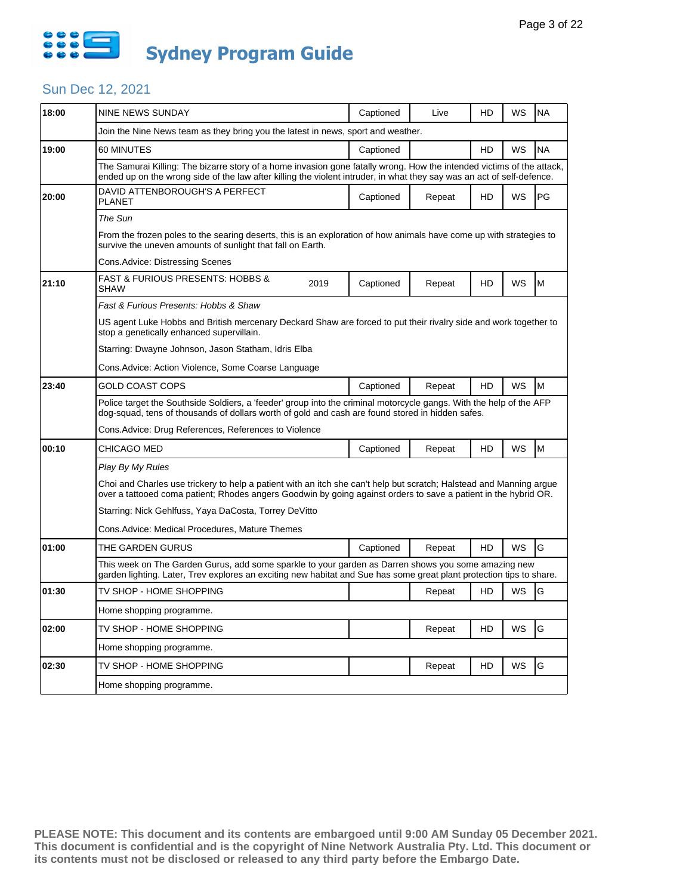# Sydney Program Guide

## Sun Dec 12, 2021

| Time | Program | Year | Captioned | Status | HD | WS | Rating |
|---|---|---|---|---|---|---|---|
| 18:00 | NINE NEWS SUNDAY | | Captioned | Live | HD | WS | NA |
| | Join the Nine News team as they bring you the latest in news, sport and weather. | | | | | | |
| 19:00 | 60 MINUTES | | Captioned | | HD | WS | NA |
| | The Samurai Killing: The bizarre story of a home invasion gone fatally wrong. How the intended victims of the attack, ended up on the wrong side of the law after killing the violent intruder, in what they say was an act of self-defence. | | | | | | |
| 20:00 | DAVID ATTENBOROUGH'S A PERFECT PLANET | | Captioned | Repeat | HD | WS | PG |
| | *The Sun*<br><br>From the frozen poles to the searing deserts, this is an exploration of how animals have come up with strategies to survive the uneven amounts of sunlight that fall on Earth.<br><br>Cons.Advice: Distressing Scenes | | | | | | |
| 21:10 | FAST & FURIOUS PRESENTS: HOBBS & SHAW | 2019 | Captioned | Repeat | HD | WS | M |
| | *Fast & Furious Presents: Hobbs & Shaw*<br><br>US agent Luke Hobbs and British mercenary Deckard Shaw are forced to put their rivalry side and work together to stop a genetically enhanced supervillain.<br><br>Starring: Dwayne Johnson, Jason Statham, Idris Elba<br><br>Cons.Advice: Action Violence, Some Coarse Language | | | | | | |
| 23:40 | GOLD COAST COPS | | Captioned | Repeat | HD | WS | M |
| | Police target the Southside Soldiers, a 'feeder' group into the criminal motorcycle gangs. With the help of the AFP dog-squad, tens of thousands of dollars worth of gold and cash are found stored in hidden safes.<br><br>Cons.Advice: Drug References, References to Violence | | | | | | |
| 00:10 | CHICAGO MED | | Captioned | Repeat | HD | WS | M |
| | *Play By My Rules*<br><br>Choi and Charles use trickery to help a patient with an itch she can't help but scratch; Halstead and Manning argue over a tattooed coma patient; Rhodes angers Goodwin by going against orders to save a patient in the hybrid OR.<br><br>Starring: Nick Gehlfuss, Yaya DaCosta, Torrey DeVitto<br><br>Cons.Advice: Medical Procedures, Mature Themes | | | | | | |
| 01:00 | THE GARDEN GURUS | | Captioned | Repeat | HD | WS | G |
| | This week on The Garden Gurus, add some sparkle to your garden as Darren shows you some amazing new garden lighting. Later, Trev explores an exciting new habitat and Sue has some great plant protection tips to share. | | | | | | |
| 01:30 | TV SHOP - HOME SHOPPING | | | Repeat | HD | WS | G |
| | Home shopping programme. | | | | | | |
| 02:00 | TV SHOP - HOME SHOPPING | | | Repeat | HD | WS | G |
| | Home shopping programme. | | | | | | |
| 02:30 | TV SHOP - HOME SHOPPING | | | Repeat | HD | WS | G |
| | Home shopping programme. | | | | | | |

**PLEASE NOTE: This document and its contents are embargoed until 9:00 AM Sunday 05 December 2021. This document is confidential and is the copyright of Nine Network Australia Pty. Ltd. This document or its contents must not be disclosed or released to any third party before the Embargo Date.**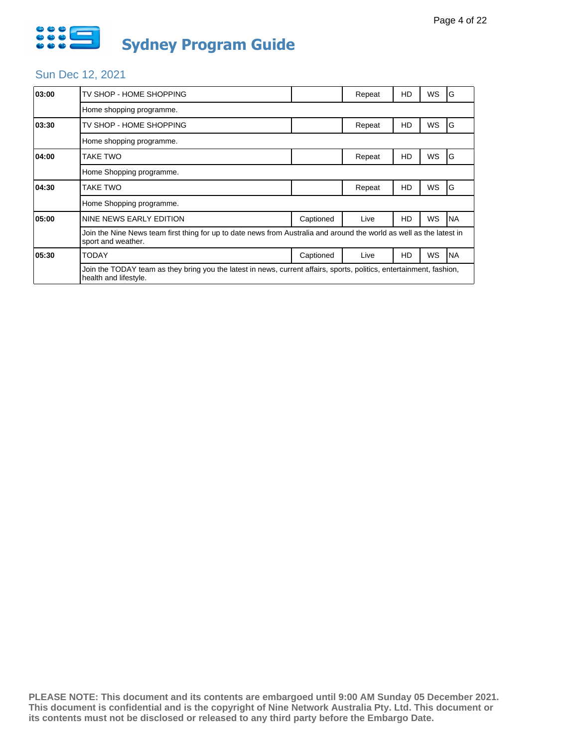# Sydney Program Guide

## Sun Dec 12, 2021

| Time | Program | Captioned | Status | HD | WS | Rating |
|---|---|---|---|---|---|---|
| 03:00 | TV SHOP - HOME SHOPPING | | Repeat | HD | WS | G |
| | Home shopping programme. | | | | | |
| 03:30 | TV SHOP - HOME SHOPPING | | Repeat | HD | WS | G |
| | Home shopping programme. | | | | | |
| 04:00 | TAKE TWO | | Repeat | HD | WS | G |
| | Home Shopping programme. | | | | | |
| 04:30 | TAKE TWO | | Repeat | HD | WS | G |
| | Home Shopping programme. | | | | | |
| 05:00 | NINE NEWS EARLY EDITION | Captioned | Live | HD | WS | NA |
| | Join the Nine News team first thing for up to date news from Australia and around the world as well as the latest in sport and weather. | | | | | |
| 05:30 | TODAY | Captioned | Live | HD | WS | NA |
| | Join the TODAY team as they bring you the latest in news, current affairs, sports, politics, entertainment, fashion, health and lifestyle. | | | | | |

**PLEASE NOTE: This document and its contents are embargoed until 9:00 AM Sunday 05 December 2021. This document is confidential and is the copyright of Nine Network Australia Pty. Ltd. This document or its contents must not be disclosed or released to any third party before the Embargo Date.**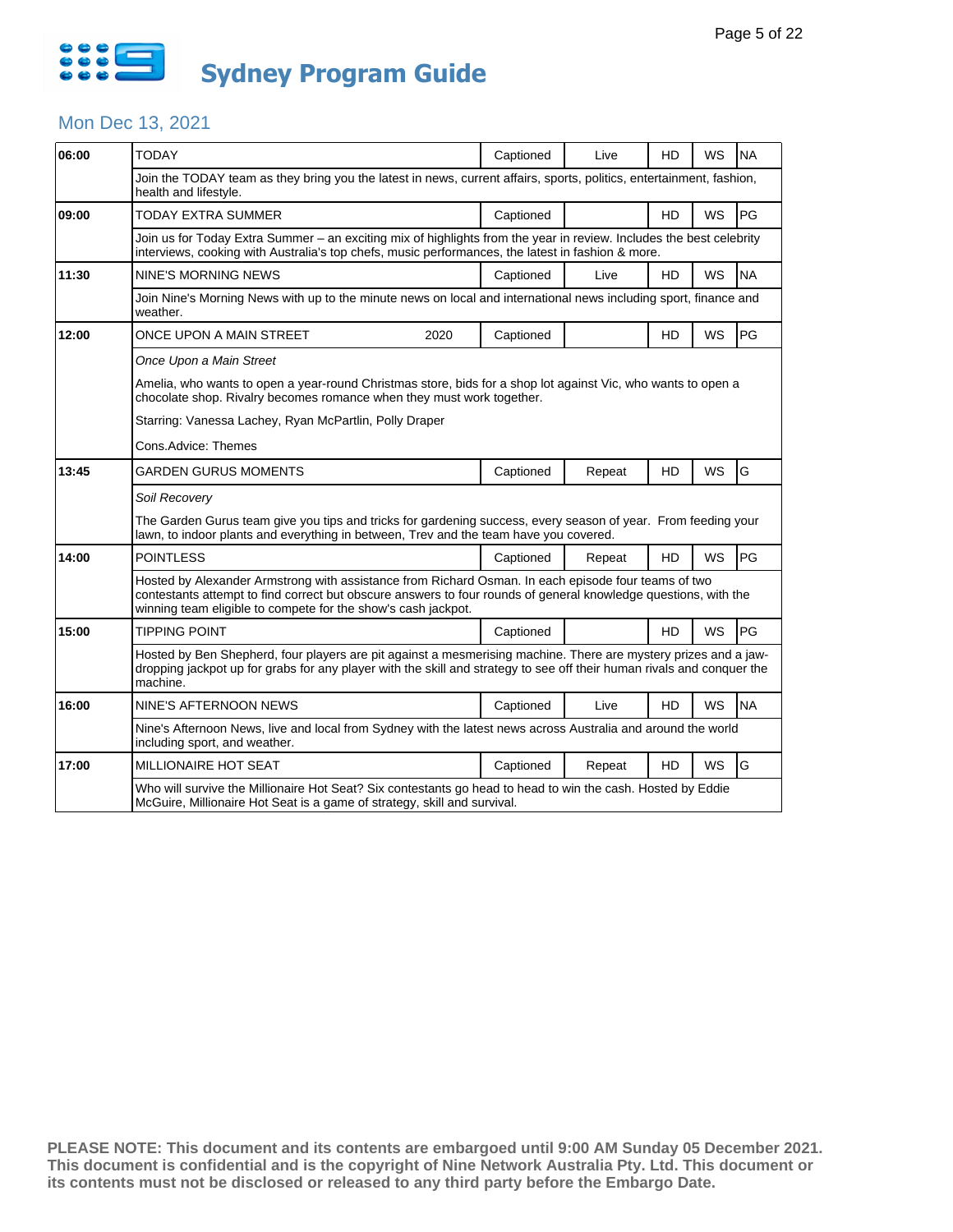# Sydney Program Guide

## Mon Dec 13, 2021

| Time | Program | Year | Captioned | Live/Repeat | HD | WS | Rating |
|---|---|---|---|---|---|---|---|
| 06:00 | TODAY | | Captioned | Live | HD | WS | NA |
| | Join the TODAY team as they bring you the latest in news, current affairs, sports, politics, entertainment, fashion, health and lifestyle. | | | | | | |
| 09:00 | TODAY EXTRA SUMMER | | Captioned | | HD | WS | PG |
| | Join us for Today Extra Summer – an exciting mix of highlights from the year in review. Includes the best celebrity interviews, cooking with Australia's top chefs, music performances, the latest in fashion & more. | | | | | | |
| 11:30 | NINE'S MORNING NEWS | | Captioned | Live | HD | WS | NA |
| | Join Nine's Morning News with up to the minute news on local and international news including sport, finance and weather. | | | | | | |
| 12:00 | ONCE UPON A MAIN STREET | 2020 | Captioned | | HD | WS | PG |
| | *Once Upon a Main Street*<br><br>Amelia, who wants to open a year-round Christmas store, bids for a shop lot against Vic, who wants to open a chocolate shop. Rivalry becomes romance when they must work together.<br><br>Starring: Vanessa Lachey, Ryan McPartlin, Polly Draper<br><br>Cons.Advice: Themes | | | | | | |
| 13:45 | GARDEN GURUS MOMENTS | | Captioned | Repeat | HD | WS | G |
| | *Soil Recovery*<br><br>The Garden Gurus team give you tips and tricks for gardening success, every season of year. From feeding your lawn, to indoor plants and everything in between, Trev and the team have you covered. | | | | | | |
| 14:00 | POINTLESS | | Captioned | Repeat | HD | WS | PG |
| | Hosted by Alexander Armstrong with assistance from Richard Osman. In each episode four teams of two contestants attempt to find correct but obscure answers to four rounds of general knowledge questions, with the winning team eligible to compete for the show's cash jackpot. | | | | | | |
| 15:00 | TIPPING POINT | | Captioned | | HD | WS | PG |
| | Hosted by Ben Shepherd, four players are pit against a mesmerising machine. There are mystery prizes and a jaw-dropping jackpot up for grabs for any player with the skill and strategy to see off their human rivals and conquer the machine. | | | | | | |
| 16:00 | NINE'S AFTERNOON NEWS | | Captioned | Live | HD | WS | NA |
| | Nine's Afternoon News, live and local from Sydney with the latest news across Australia and around the world including sport, and weather. | | | | | | |
| 17:00 | MILLIONAIRE HOT SEAT | | Captioned | Repeat | HD | WS | G |
| | Who will survive the Millionaire Hot Seat? Six contestants go head to head to win the cash. Hosted by Eddie McGuire, Millionaire Hot Seat is a game of strategy, skill and survival. | | | | | | |

**PLEASE NOTE: This document and its contents are embargoed until 9:00 AM Sunday 05 December 2021. This document is confidential and is the copyright of Nine Network Australia Pty. Ltd. This document or its contents must not be disclosed or released to any third party before the Embargo Date.**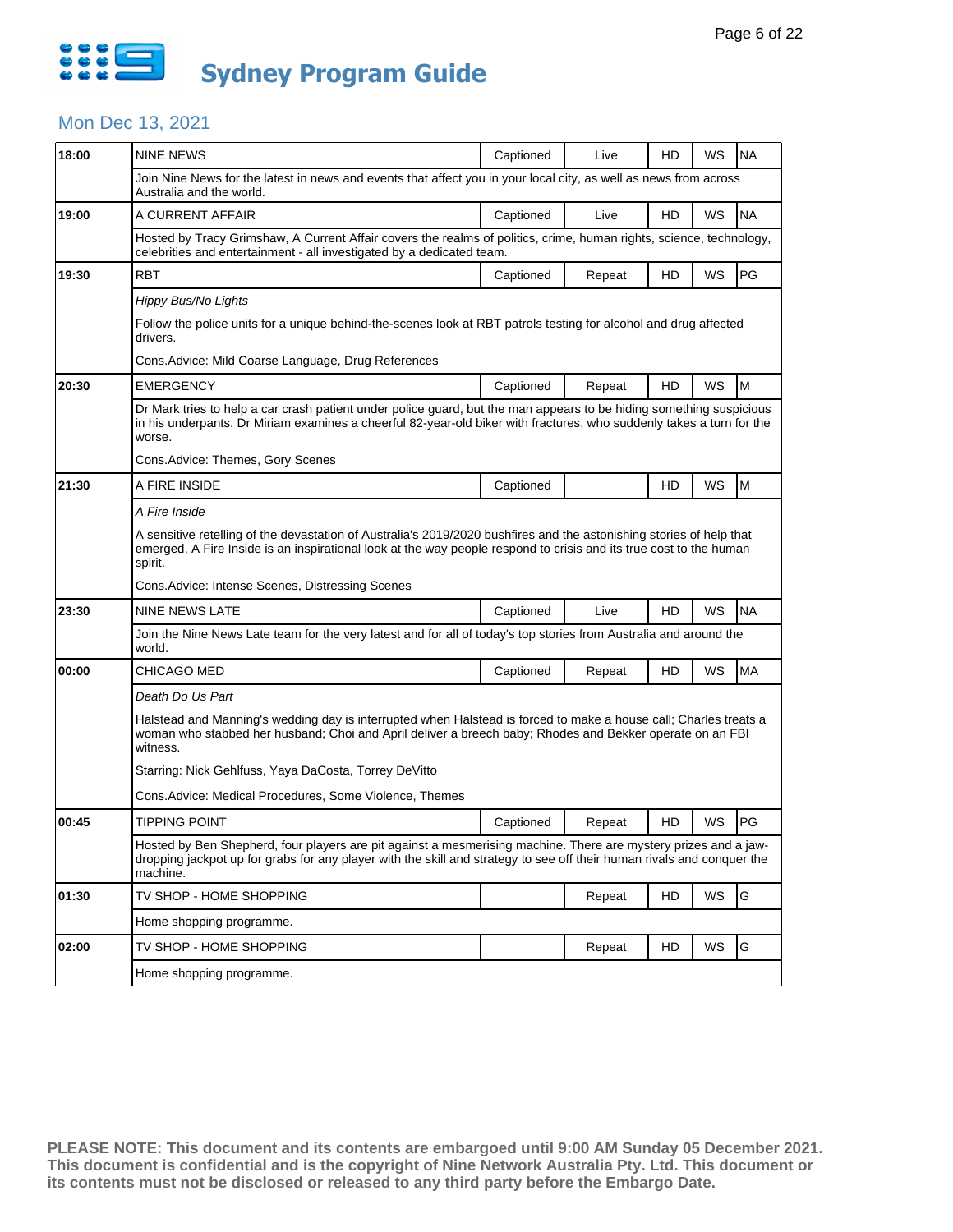# Sydney Program Guide

## Mon Dec 13, 2021

| Time | Program | Captioned | Live/Repeat | HD | WS | Rating |
|---|---|---|---|---|---|---|
| 18:00 | NINE NEWS | Captioned | Live | HD | WS | NA |
| | Join Nine News for the latest in news and events that affect you in your local city, as well as news from across Australia and the world. | | | | | |
| 19:00 | A CURRENT AFFAIR | Captioned | Live | HD | WS | NA |
| | Hosted by Tracy Grimshaw, A Current Affair covers the realms of politics, crime, human rights, science, technology, celebrities and entertainment - all investigated by a dedicated team. | | | | | |
| 19:30 | RBT | Captioned | Repeat | HD | WS | PG |
| | *Hippy Bus/No Lights*<br><br>Follow the police units for a unique behind-the-scenes look at RBT patrols testing for alcohol and drug affected drivers.<br><br>Cons.Advice: Mild Coarse Language, Drug References | | | | | |
| 20:30 | EMERGENCY | Captioned | Repeat | HD | WS | M |
| | Dr Mark tries to help a car crash patient under police guard, but the man appears to be hiding something suspicious in his underpants. Dr Miriam examines a cheerful 82-year-old biker with fractures, who suddenly takes a turn for the worse.<br><br>Cons.Advice: Themes, Gory Scenes | | | | | |
| 21:30 | A FIRE INSIDE | Captioned | | HD | WS | M |
| | *A Fire Inside*<br><br>A sensitive retelling of the devastation of Australia's 2019/2020 bushfires and the astonishing stories of help that emerged, A Fire Inside is an inspirational look at the way people respond to crisis and its true cost to the human spirit.<br><br>Cons.Advice: Intense Scenes, Distressing Scenes | | | | | |
| 23:30 | NINE NEWS LATE | Captioned | Live | HD | WS | NA |
| | Join the Nine News Late team for the very latest and for all of today's top stories from Australia and around the world. | | | | | |
| 00:00 | CHICAGO MED | Captioned | Repeat | HD | WS | MA |
| | *Death Do Us Part*<br><br>Halstead and Manning's wedding day is interrupted when Halstead is forced to make a house call; Charles treats a woman who stabbed her husband; Choi and April deliver a breech baby; Rhodes and Bekker operate on an FBI witness.<br><br>Starring: Nick Gehlfuss, Yaya DaCosta, Torrey DeVitto<br><br>Cons.Advice: Medical Procedures, Some Violence, Themes | | | | | |
| 00:45 | TIPPING POINT | Captioned | Repeat | HD | WS | PG |
| | Hosted by Ben Shepherd, four players are pit against a mesmerising machine. There are mystery prizes and a jaw-dropping jackpot up for grabs for any player with the skill and strategy to see off their human rivals and conquer the machine. | | | | | |
| 01:30 | TV SHOP - HOME SHOPPING | | Repeat | HD | WS | G |
| | Home shopping programme. | | | | | |
| 02:00 | TV SHOP - HOME SHOPPING | | Repeat | HD | WS | G |
| | Home shopping programme. | | | | | |

**PLEASE NOTE: This document and its contents are embargoed until 9:00 AM Sunday 05 December 2021. This document is confidential and is the copyright of Nine Network Australia Pty. Ltd. This document or its contents must not be disclosed or released to any third party before the Embargo Date.**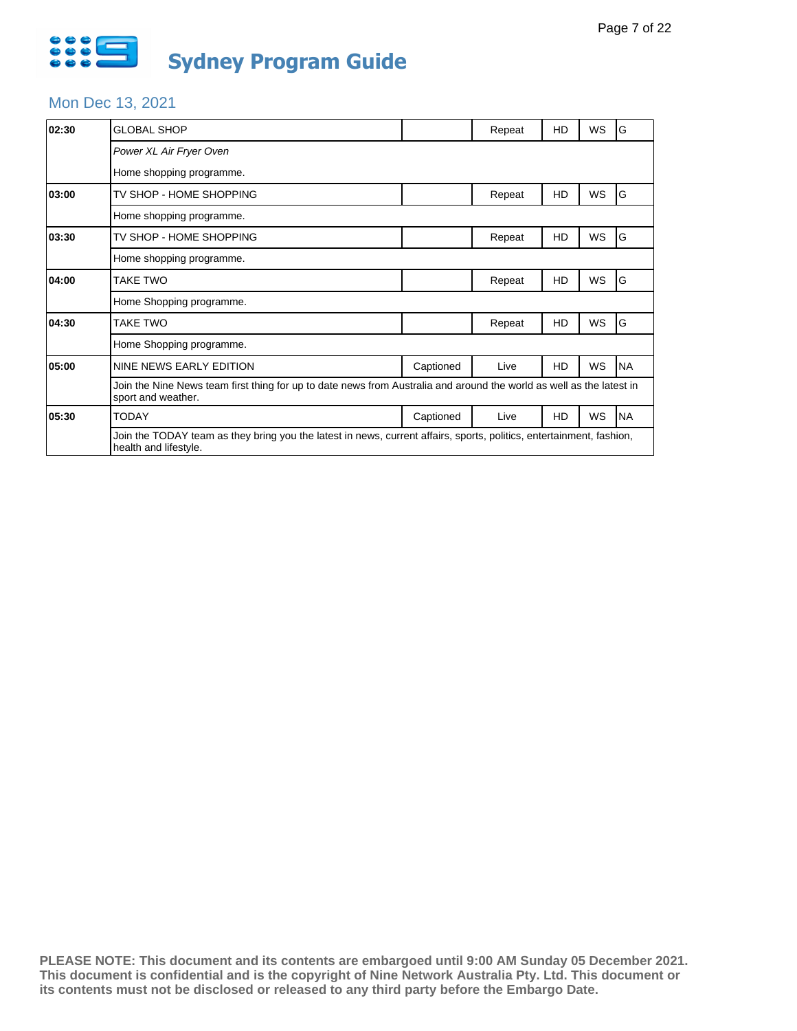# Sydney Program Guide

## Mon Dec 13, 2021

| Time | Program | Captioned | Status | HD | WS | Rating |
|---|---|---|---|---|---|---|
| 02:30 | GLOBAL SHOP | | Repeat | HD | WS | G |
| | *Power XL Air Fryer Oven* | | | | | |
| | Home shopping programme. | | | | | |
| 03:00 | TV SHOP - HOME SHOPPING | | Repeat | HD | WS | G |
| | Home shopping programme. | | | | | |
| 03:30 | TV SHOP - HOME SHOPPING | | Repeat | HD | WS | G |
| | Home shopping programme. | | | | | |
| 04:00 | TAKE TWO | | Repeat | HD | WS | G |
| | Home Shopping programme. | | | | | |
| 04:30 | TAKE TWO | | Repeat | HD | WS | G |
| | Home Shopping programme. | | | | | |
| 05:00 | NINE NEWS EARLY EDITION | Captioned | Live | HD | WS | NA |
| | Join the Nine News team first thing for up to date news from Australia and around the world as well as the latest in sport and weather. | | | | | |
| 05:30 | TODAY | Captioned | Live | HD | WS | NA |
| | Join the TODAY team as they bring you the latest in news, current affairs, sports, politics, entertainment, fashion, health and lifestyle. | | | | | |

**PLEASE NOTE: This document and its contents are embargoed until 9:00 AM Sunday 05 December 2021. This document is confidential and is the copyright of Nine Network Australia Pty. Ltd. This document or its contents must not be disclosed or released to any third party before the Embargo Date.**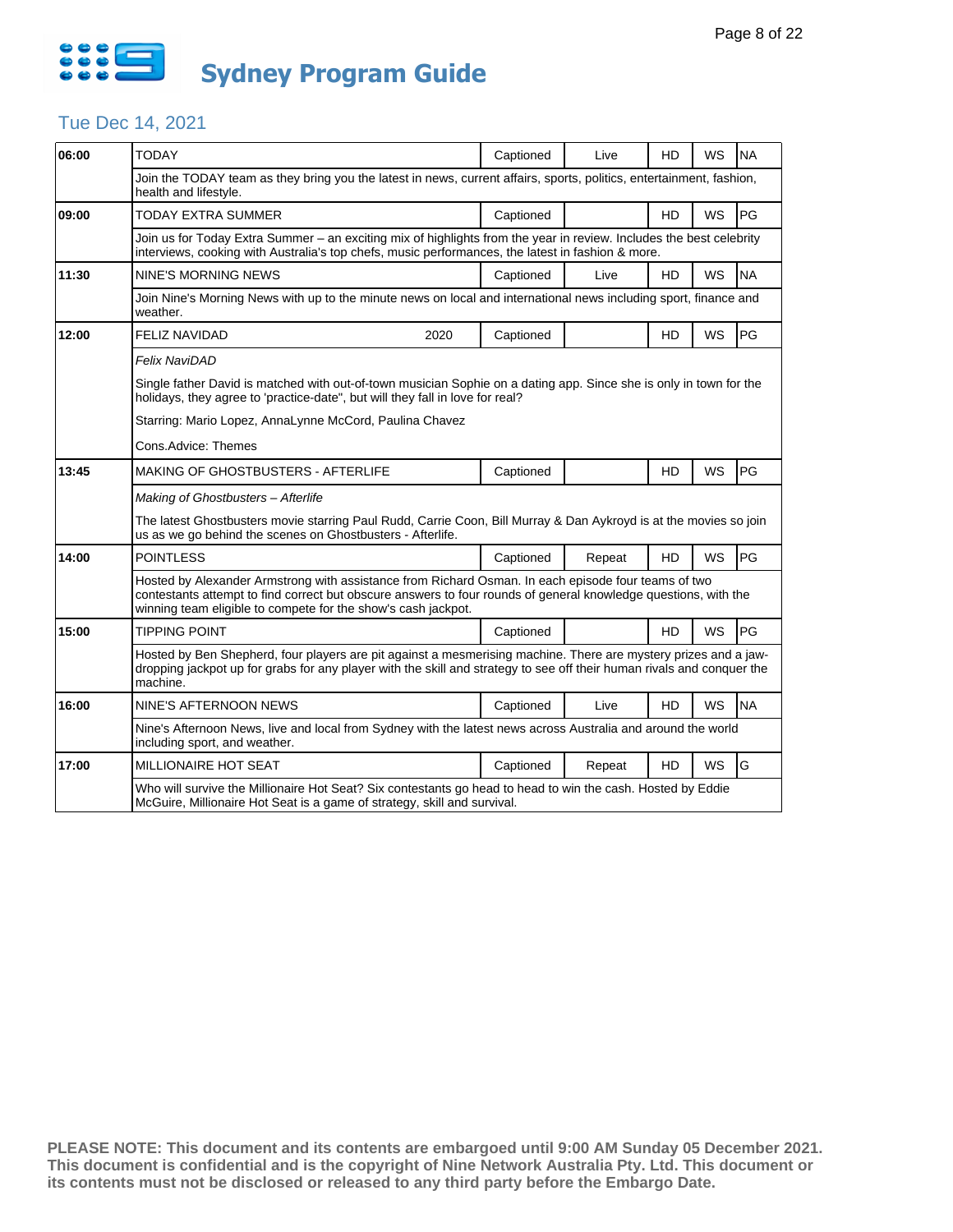# Sydney Program Guide

## Tue Dec 14, 2021

| Time | Program | | Captioned | Live/Repeat | HD | WS | Rating |
|---|---|---|---|---|---|---|---|
| 06:00 | TODAY | | Captioned | Live | HD | WS | NA |
| | Join the TODAY team as they bring you the latest in news, current affairs, sports, politics, entertainment, fashion, health and lifestyle. | | | | | | |
| 09:00 | TODAY EXTRA SUMMER | | Captioned | | HD | WS | PG |
| | Join us for Today Extra Summer – an exciting mix of highlights from the year in review. Includes the best celebrity interviews, cooking with Australia's top chefs, music performances, the latest in fashion & more. | | | | | | |
| 11:30 | NINE'S MORNING NEWS | | Captioned | Live | HD | WS | NA |
| | Join Nine's Morning News with up to the minute news on local and international news including sport, finance and weather. | | | | | | |
| 12:00 | FELIZ NAVIDAD | 2020 | Captioned | | HD | WS | PG |
| | *Felix NaviDAD*<br><br>Single father David is matched with out-of-town musician Sophie on a dating app. Since she is only in town for the holidays, they agree to 'practice-date", but will they fall in love for real?<br><br>Starring: Mario Lopez, AnnaLynne McCord, Paulina Chavez<br><br>Cons.Advice: Themes | | | | | | |
| 13:45 | MAKING OF GHOSTBUSTERS - AFTERLIFE | | Captioned | | HD | WS | PG |
| | *Making of Ghostbusters – Afterlife*<br><br>The latest Ghostbusters movie starring Paul Rudd, Carrie Coon, Bill Murray & Dan Aykroyd is at the movies so join us as we go behind the scenes on Ghostbusters - Afterlife. | | | | | | |
| 14:00 | POINTLESS | | Captioned | Repeat | HD | WS | PG |
| | Hosted by Alexander Armstrong with assistance from Richard Osman. In each episode four teams of two contestants attempt to find correct but obscure answers to four rounds of general knowledge questions, with the winning team eligible to compete for the show's cash jackpot. | | | | | | |
| 15:00 | TIPPING POINT | | Captioned | | HD | WS | PG |
| | Hosted by Ben Shepherd, four players are pit against a mesmerising machine. There are mystery prizes and a jaw-dropping jackpot up for grabs for any player with the skill and strategy to see off their human rivals and conquer the machine. | | | | | | |
| 16:00 | NINE'S AFTERNOON NEWS | | Captioned | Live | HD | WS | NA |
| | Nine's Afternoon News, live and local from Sydney with the latest news across Australia and around the world including sport, and weather. | | | | | | |
| 17:00 | MILLIONAIRE HOT SEAT | | Captioned | Repeat | HD | WS | G |
| | Who will survive the Millionaire Hot Seat? Six contestants go head to head to win the cash. Hosted by Eddie McGuire, Millionaire Hot Seat is a game of strategy, skill and survival. | | | | | | |

**PLEASE NOTE: This document and its contents are embargoed until 9:00 AM Sunday 05 December 2021. This document is confidential and is the copyright of Nine Network Australia Pty. Ltd. This document or its contents must not be disclosed or released to any third party before the Embargo Date.**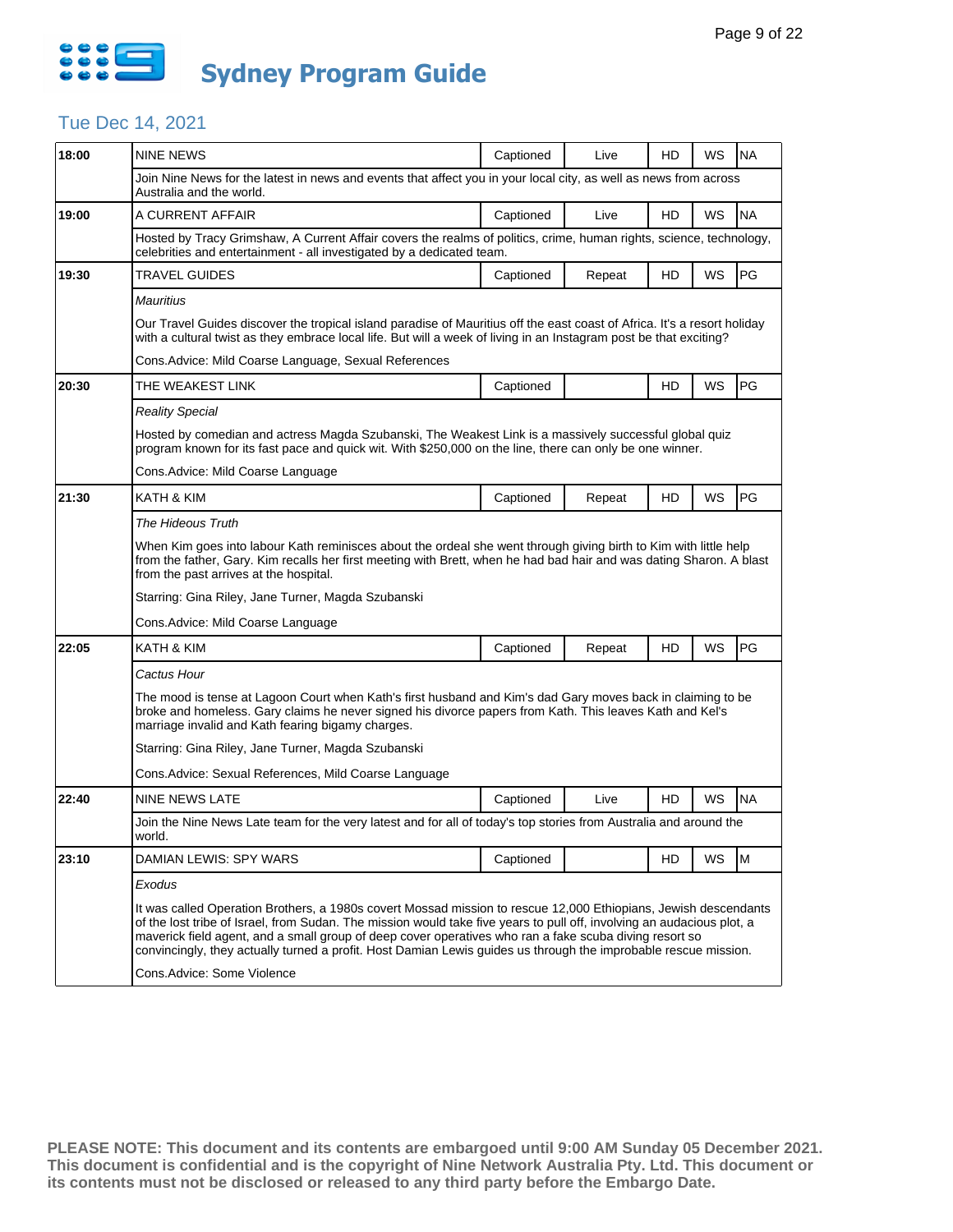# Sydney Program Guide

## Tue Dec 14, 2021

| Time | Program | Captioned | Status | HD | WS | Rating |
|---|---|---|---|---|---|---|
| 18:00 | NINE NEWS | Captioned | Live | HD | WS | NA |
| | Join Nine News for the latest in news and events that affect you in your local city, as well as news from across Australia and the world. | | | | | |
| 19:00 | A CURRENT AFFAIR | Captioned | Live | HD | WS | NA |
| | Hosted by Tracy Grimshaw, A Current Affair covers the realms of politics, crime, human rights, science, technology, celebrities and entertainment - all investigated by a dedicated team. | | | | | |
| 19:30 | TRAVEL GUIDES | Captioned | Repeat | HD | WS | PG |
| | *Mauritius*<br><br>Our Travel Guides discover the tropical island paradise of Mauritius off the east coast of Africa. It's a resort holiday with a cultural twist as they embrace local life. But will a week of living in an Instagram post be that exciting?<br><br>Cons.Advice: Mild Coarse Language, Sexual References | | | | | |
| 20:30 | THE WEAKEST LINK | Captioned | | HD | WS | PG |
| | *Reality Special*<br><br>Hosted by comedian and actress Magda Szubanski, The Weakest Link is a massively successful global quiz program known for its fast pace and quick wit. With $250,000 on the line, there can only be one winner.<br><br>Cons.Advice: Mild Coarse Language | | | | | |
| 21:30 | KATH & KIM | Captioned | Repeat | HD | WS | PG |
| | *The Hideous Truth*<br><br>When Kim goes into labour Kath reminisces about the ordeal she went through giving birth to Kim with little help from the father, Gary. Kim recalls her first meeting with Brett, when he had bad hair and was dating Sharon. A blast from the past arrives at the hospital.<br><br>Starring: Gina Riley, Jane Turner, Magda Szubanski<br><br>Cons.Advice: Mild Coarse Language | | | | | |
| 22:05 | KATH & KIM | Captioned | Repeat | HD | WS | PG |
| | *Cactus Hour*<br><br>The mood is tense at Lagoon Court when Kath's first husband and Kim's dad Gary moves back in claiming to be broke and homeless. Gary claims he never signed his divorce papers from Kath. This leaves Kath and Kel's marriage invalid and Kath fearing bigamy charges.<br><br>Starring: Gina Riley, Jane Turner, Magda Szubanski<br><br>Cons.Advice: Sexual References, Mild Coarse Language | | | | | |
| 22:40 | NINE NEWS LATE | Captioned | Live | HD | WS | NA |
| | Join the Nine News Late team for the very latest and for all of today's top stories from Australia and around the world. | | | | | |
| 23:10 | DAMIAN LEWIS: SPY WARS | Captioned | | HD | WS | M |
| | *Exodus*<br><br>It was called Operation Brothers, a 1980s covert Mossad mission to rescue 12,000 Ethiopians, Jewish descendants of the lost tribe of Israel, from Sudan. The mission would take five years to pull off, involving an audacious plot, a maverick field agent, and a small group of deep cover operatives who ran a fake scuba diving resort so convincingly, they actually turned a profit. Host Damian Lewis guides us through the improbable rescue mission.<br><br>Cons.Advice: Some Violence | | | | | |

**PLEASE NOTE: This document and its contents are embargoed until 9:00 AM Sunday 05 December 2021. This document is confidential and is the copyright of Nine Network Australia Pty. Ltd. This document or its contents must not be disclosed or released to any third party before the Embargo Date.**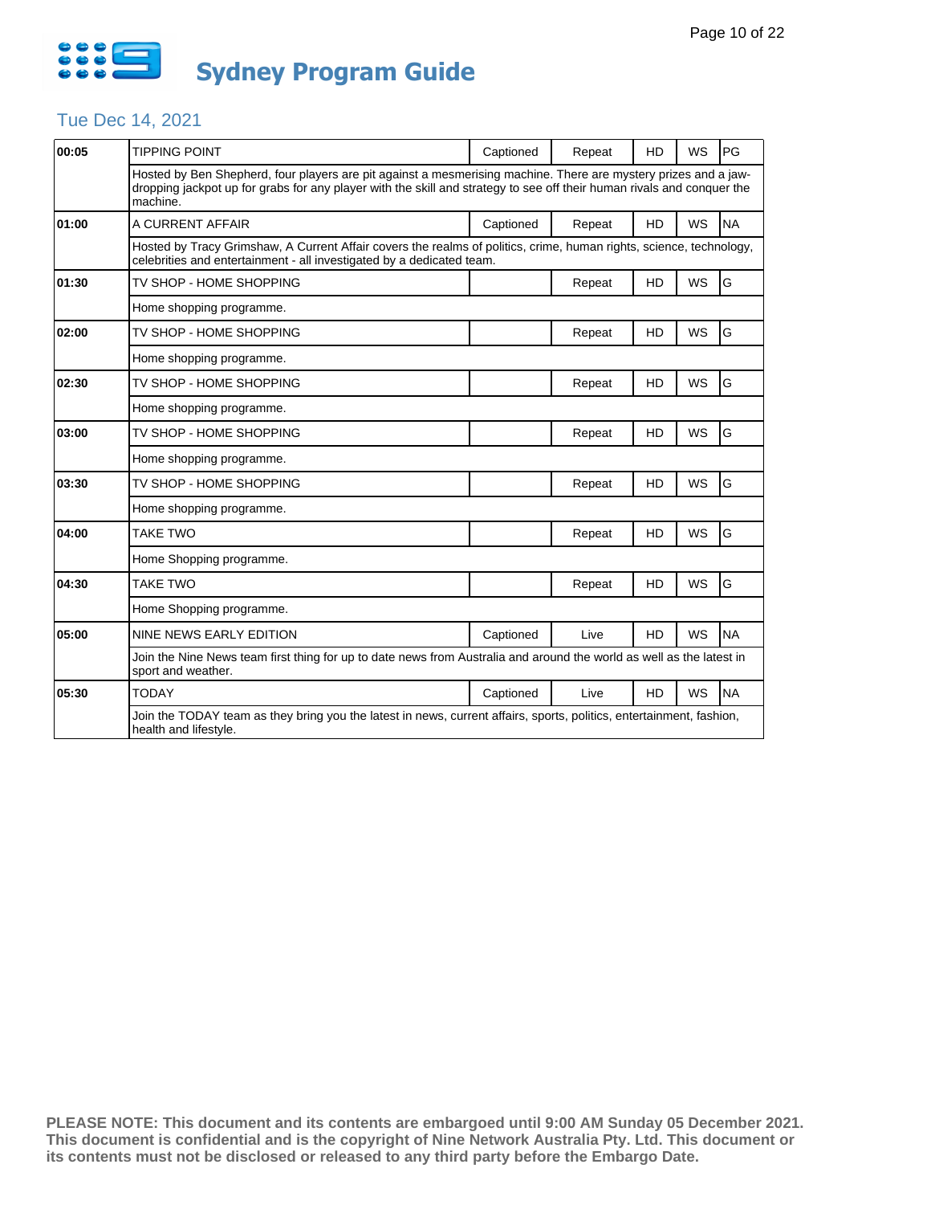# Sydney Program Guide

## Tue Dec 14, 2021

| Time | Program | Captioned | Status | HD | WS | Rating |
|---|---|---|---|---|---|---|
| 00:05 | TIPPING POINT | Captioned | Repeat | HD | WS | PG |
| | Hosted by Ben Shepherd, four players are pit against a mesmerising machine. There are mystery prizes and a jaw-dropping jackpot up for grabs for any player with the skill and strategy to see off their human rivals and conquer the machine. | | | | | |
| 01:00 | A CURRENT AFFAIR | Captioned | Repeat | HD | WS | NA |
| | Hosted by Tracy Grimshaw, A Current Affair covers the realms of politics, crime, human rights, science, technology, celebrities and entertainment - all investigated by a dedicated team. | | | | | |
| 01:30 | TV SHOP - HOME SHOPPING | | Repeat | HD | WS | G |
| | Home shopping programme. | | | | | |
| 02:00 | TV SHOP - HOME SHOPPING | | Repeat | HD | WS | G |
| | Home shopping programme. | | | | | |
| 02:30 | TV SHOP - HOME SHOPPING | | Repeat | HD | WS | G |
| | Home shopping programme. | | | | | |
| 03:00 | TV SHOP - HOME SHOPPING | | Repeat | HD | WS | G |
| | Home shopping programme. | | | | | |
| 03:30 | TV SHOP - HOME SHOPPING | | Repeat | HD | WS | G |
| | Home shopping programme. | | | | | |
| 04:00 | TAKE TWO | | Repeat | HD | WS | G |
| | Home Shopping programme. | | | | | |
| 04:30 | TAKE TWO | | Repeat | HD | WS | G |
| | Home Shopping programme. | | | | | |
| 05:00 | NINE NEWS EARLY EDITION | Captioned | Live | HD | WS | NA |
| | Join the Nine News team first thing for up to date news from Australia and around the world as well as the latest in sport and weather. | | | | | |
| 05:30 | TODAY | Captioned | Live | HD | WS | NA |
| | Join the TODAY team as they bring you the latest in news, current affairs, sports, politics, entertainment, fashion, health and lifestyle. | | | | | |

**PLEASE NOTE: This document and its contents are embargoed until 9:00 AM Sunday 05 December 2021. This document is confidential and is the copyright of Nine Network Australia Pty. Ltd. This document or its contents must not be disclosed or released to any third party before the Embargo Date.**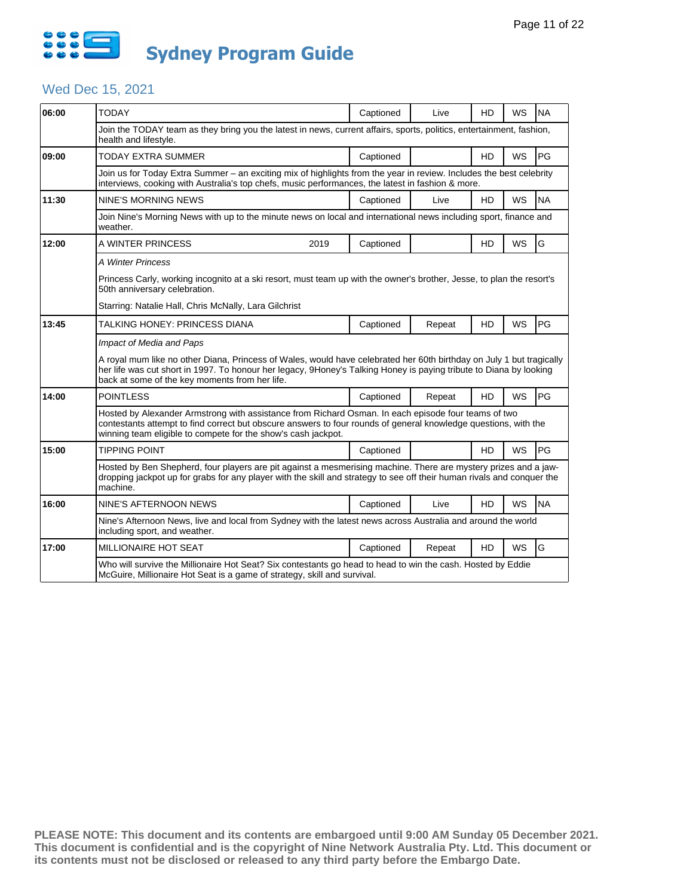# Sydney Program Guide

## Wed Dec 15, 2021

| Time | Program | | Captioned | Live/Repeat | HD | WS | Rating |
|---|---|---|---|---|---|---|---|
| 06:00 | TODAY | | Captioned | Live | HD | WS | NA |
| | Join the TODAY team as they bring you the latest in news, current affairs, sports, politics, entertainment, fashion, health and lifestyle. | | | | | | |
| 09:00 | TODAY EXTRA SUMMER | | Captioned | | HD | WS | PG |
| | Join us for Today Extra Summer – an exciting mix of highlights from the year in review. Includes the best celebrity interviews, cooking with Australia's top chefs, music performances, the latest in fashion & more. | | | | | | |
| 11:30 | NINE'S MORNING NEWS | | Captioned | Live | HD | WS | NA |
| | Join Nine's Morning News with up to the minute news on local and international news including sport, finance and weather. | | | | | | |
| 12:00 | A WINTER PRINCESS | 2019 | Captioned | | HD | WS | G |
| | *A Winter Princess*<br><br>Princess Carly, working incognito at a ski resort, must team up with the owner's brother, Jesse, to plan the resort's 50th anniversary celebration.<br><br>Starring: Natalie Hall, Chris McNally, Lara Gilchrist | | | | | | |
| 13:45 | TALKING HONEY: PRINCESS DIANA | | Captioned | Repeat | HD | WS | PG |
| | *Impact of Media and Paps*<br><br>A royal mum like no other Diana, Princess of Wales, would have celebrated her 60th birthday on July 1 but tragically her life was cut short in 1997. To honour her legacy, 9Honey's Talking Honey is paying tribute to Diana by looking back at some of the key moments from her life. | | | | | | |
| 14:00 | POINTLESS | | Captioned | Repeat | HD | WS | PG |
| | Hosted by Alexander Armstrong with assistance from Richard Osman. In each episode four teams of two contestants attempt to find correct but obscure answers to four rounds of general knowledge questions, with the winning team eligible to compete for the show's cash jackpot. | | | | | | |
| 15:00 | TIPPING POINT | | Captioned | | HD | WS | PG |
| | Hosted by Ben Shepherd, four players are pit against a mesmerising machine. There are mystery prizes and a jaw-dropping jackpot up for grabs for any player with the skill and strategy to see off their human rivals and conquer the machine. | | | | | | |
| 16:00 | NINE'S AFTERNOON NEWS | | Captioned | Live | HD | WS | NA |
| | Nine's Afternoon News, live and local from Sydney with the latest news across Australia and around the world including sport, and weather. | | | | | | |
| 17:00 | MILLIONAIRE HOT SEAT | | Captioned | Repeat | HD | WS | G |
| | Who will survive the Millionaire Hot Seat? Six contestants go head to head to win the cash. Hosted by Eddie McGuire, Millionaire Hot Seat is a game of strategy, skill and survival. | | | | | | |

**PLEASE NOTE: This document and its contents are embargoed until 9:00 AM Sunday 05 December 2021. This document is confidential and is the copyright of Nine Network Australia Pty. Ltd. This document or its contents must not be disclosed or released to any third party before the Embargo Date.**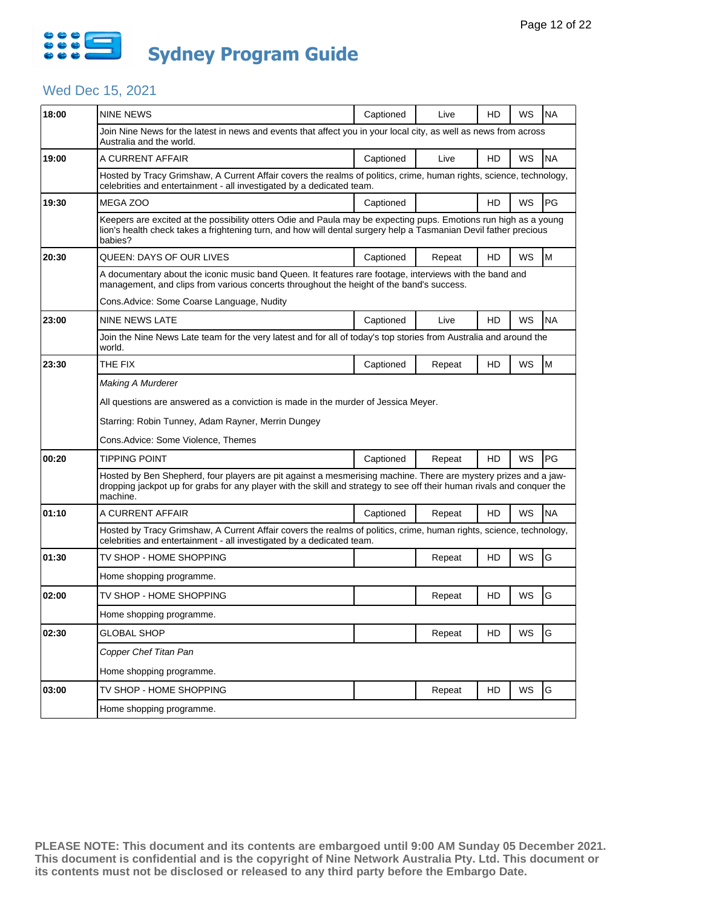# Sydney Program Guide

## Wed Dec 15, 2021

| Time | Program | Captioned | Live/Repeat | HD | WS | Rating |
|---|---|---|---|---|---|---|
| 18:00 | NINE NEWS | Captioned | Live | HD | WS | NA |
| | Join Nine News for the latest in news and events that affect you in your local city, as well as news from across Australia and the world. | | | | | |
| 19:00 | A CURRENT AFFAIR | Captioned | Live | HD | WS | NA |
| | Hosted by Tracy Grimshaw, A Current Affair covers the realms of politics, crime, human rights, science, technology, celebrities and entertainment - all investigated by a dedicated team. | | | | | |
| 19:30 | MEGA ZOO | Captioned | | HD | WS | PG |
| | Keepers are excited at the possibility otters Odie and Paula may be expecting pups. Emotions run high as a young lion's health check takes a frightening turn, and how will dental surgery help a Tasmanian Devil father precious babies? | | | | | |
| 20:30 | QUEEN: DAYS OF OUR LIVES | Captioned | Repeat | HD | WS | M |
| | A documentary about the iconic music band Queen. It features rare footage, interviews with the band and management, and clips from various concerts throughout the height of the band's success.<br><br>Cons.Advice: Some Coarse Language, Nudity | | | | | |
| 23:00 | NINE NEWS LATE | Captioned | Live | HD | WS | NA |
| | Join the Nine News Late team for the very latest and for all of today's top stories from Australia and around the world. | | | | | |
| 23:30 | THE FIX | Captioned | Repeat | HD | WS | M |
| | *Making A Murderer*<br><br>All questions are answered as a conviction is made in the murder of Jessica Meyer.<br><br>Starring: Robin Tunney, Adam Rayner, Merrin Dungey<br><br>Cons.Advice: Some Violence, Themes | | | | | |
| 00:20 | TIPPING POINT | Captioned | Repeat | HD | WS | PG |
| | Hosted by Ben Shepherd, four players are pit against a mesmerising machine. There are mystery prizes and a jaw-dropping jackpot up for grabs for any player with the skill and strategy to see off their human rivals and conquer the machine. | | | | | |
| 01:10 | A CURRENT AFFAIR | Captioned | Repeat | HD | WS | NA |
| | Hosted by Tracy Grimshaw, A Current Affair covers the realms of politics, crime, human rights, science, technology, celebrities and entertainment - all investigated by a dedicated team. | | | | | |
| 01:30 | TV SHOP - HOME SHOPPING | | Repeat | HD | WS | G |
| | Home shopping programme. | | | | | |
| 02:00 | TV SHOP - HOME SHOPPING | | Repeat | HD | WS | G |
| | Home shopping programme. | | | | | |
| 02:30 | GLOBAL SHOP | | Repeat | HD | WS | G |
| | *Copper Chef Titan Pan*<br><br>Home shopping programme. | | | | | |
| 03:00 | TV SHOP - HOME SHOPPING | | Repeat | HD | WS | G |
| | Home shopping programme. | | | | | |

**PLEASE NOTE: This document and its contents are embargoed until 9:00 AM Sunday 05 December 2021. This document is confidential and is the copyright of Nine Network Australia Pty. Ltd. This document or its contents must not be disclosed or released to any third party before the Embargo Date.**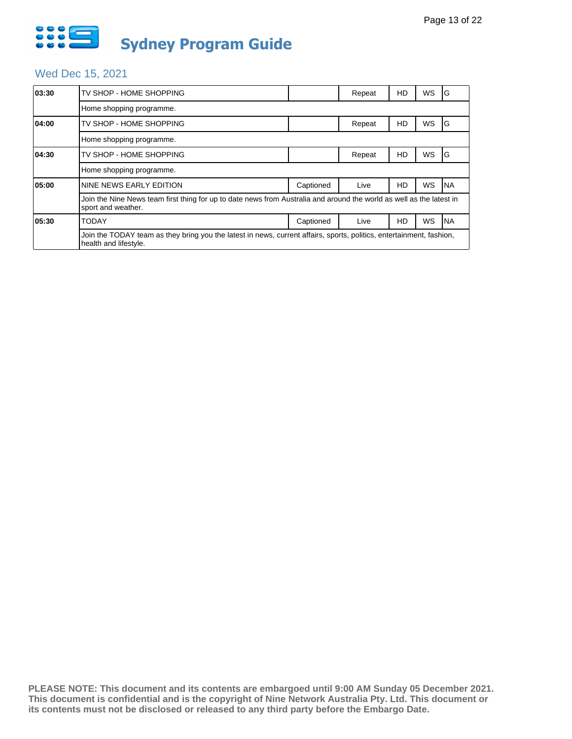# Sydney Program Guide

## Wed Dec 15, 2021

| Time | Program | Captioned | Status | HD | WS | Rating |
|---|---|---|---|---|---|---|
| **03:30** | TV SHOP - HOME SHOPPING | | Repeat | HD | WS | G |
| | Home shopping programme. | | | | | |
| **04:00** | TV SHOP - HOME SHOPPING | | Repeat | HD | WS | G |
| | Home shopping programme. | | | | | |
| **04:30** | TV SHOP - HOME SHOPPING | | Repeat | HD | WS | G |
| | Home shopping programme. | | | | | |
| **05:00** | NINE NEWS EARLY EDITION | Captioned | Live | HD | WS | NA |
| | Join the Nine News team first thing for up to date news from Australia and around the world as well as the latest in sport and weather. | | | | | |
| **05:30** | TODAY | Captioned | Live | HD | WS | NA |
| | Join the TODAY team as they bring you the latest in news, current affairs, sports, politics, entertainment, fashion, health and lifestyle. | | | | | |

**PLEASE NOTE: This document and its contents are embargoed until 9:00 AM Sunday 05 December 2021. This document is confidential and is the copyright of Nine Network Australia Pty. Ltd. This document or its contents must not be disclosed or released to any third party before the Embargo Date.**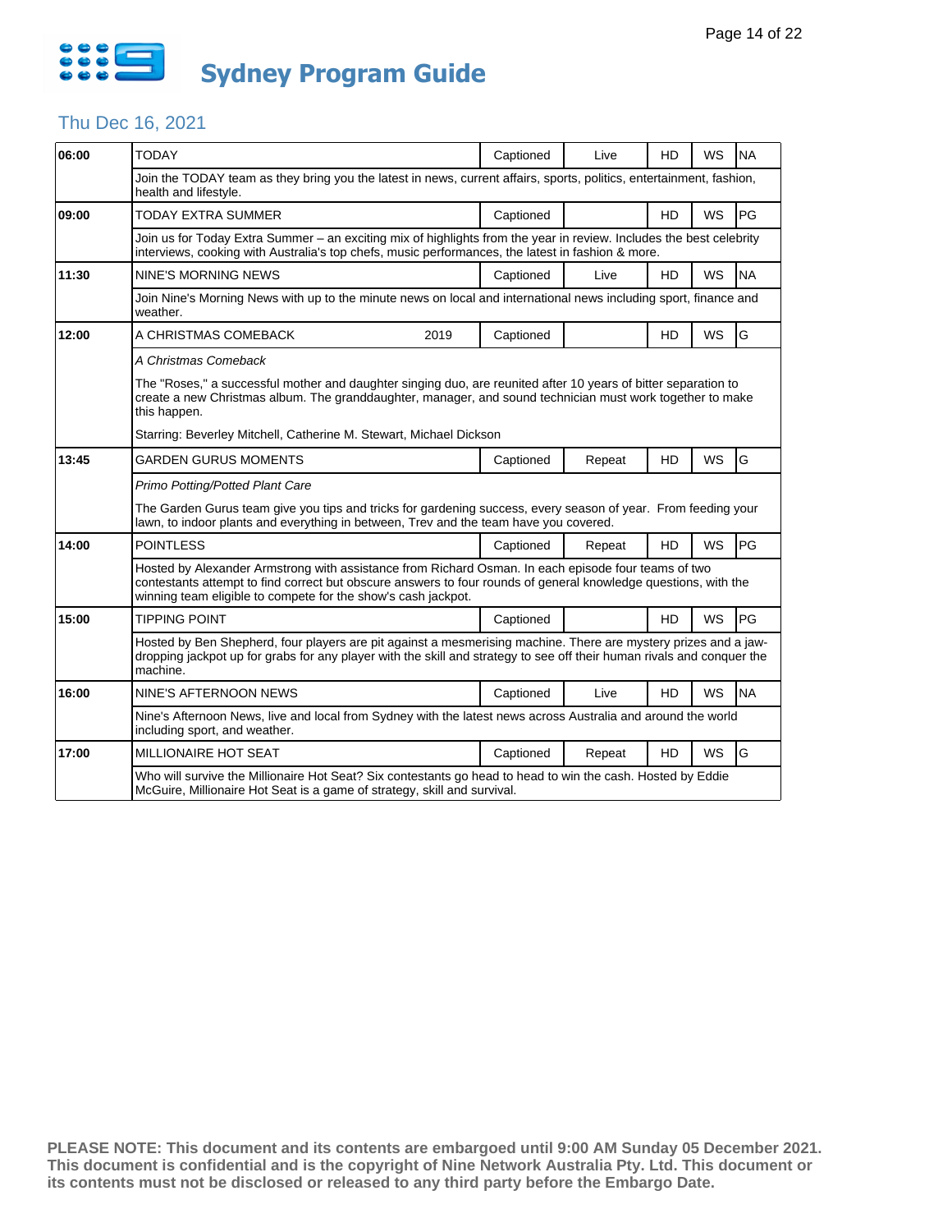# Sydney Program Guide

## Thu Dec 16, 2021

| Time | Program | Year | Captioned | Live/Repeat | HD | WS | Rating |
|---|---|---|---|---|---|---|---|
| 06:00 | TODAY | | Captioned | Live | HD | WS | NA |
| | Join the TODAY team as they bring you the latest in news, current affairs, sports, politics, entertainment, fashion, health and lifestyle. | | | | | | |
| 09:00 | TODAY EXTRA SUMMER | | Captioned | | HD | WS | PG |
| | Join us for Today Extra Summer – an exciting mix of highlights from the year in review. Includes the best celebrity interviews, cooking with Australia's top chefs, music performances, the latest in fashion & more. | | | | | | |
| 11:30 | NINE'S MORNING NEWS | | Captioned | Live | HD | WS | NA |
| | Join Nine's Morning News with up to the minute news on local and international news including sport, finance and weather. | | | | | | |
| 12:00 | A CHRISTMAS COMEBACK | 2019 | Captioned | | HD | WS | G |
| | *A Christmas Comeback*<br><br>The "Roses," a successful mother and daughter singing duo, are reunited after 10 years of bitter separation to create a new Christmas album. The granddaughter, manager, and sound technician must work together to make this happen.<br><br>Starring: Beverley Mitchell, Catherine M. Stewart, Michael Dickson | | | | | | |
| 13:45 | GARDEN GURUS MOMENTS | | Captioned | Repeat | HD | WS | G |
| | *Primo Potting/Potted Plant Care*<br><br>The Garden Gurus team give you tips and tricks for gardening success, every season of year. From feeding your lawn, to indoor plants and everything in between, Trev and the team have you covered. | | | | | | |
| 14:00 | POINTLESS | | Captioned | Repeat | HD | WS | PG |
| | Hosted by Alexander Armstrong with assistance from Richard Osman. In each episode four teams of two contestants attempt to find correct but obscure answers to four rounds of general knowledge questions, with the winning team eligible to compete for the show's cash jackpot. | | | | | | |
| 15:00 | TIPPING POINT | | Captioned | | HD | WS | PG |
| | Hosted by Ben Shepherd, four players are pit against a mesmerising machine. There are mystery prizes and a jaw-dropping jackpot up for grabs for any player with the skill and strategy to see off their human rivals and conquer the machine. | | | | | | |
| 16:00 | NINE'S AFTERNOON NEWS | | Captioned | Live | HD | WS | NA |
| | Nine's Afternoon News, live and local from Sydney with the latest news across Australia and around the world including sport, and weather. | | | | | | |
| 17:00 | MILLIONAIRE HOT SEAT | | Captioned | Repeat | HD | WS | G |
| | Who will survive the Millionaire Hot Seat? Six contestants go head to head to win the cash. Hosted by Eddie McGuire, Millionaire Hot Seat is a game of strategy, skill and survival. | | | | | | |

**PLEASE NOTE: This document and its contents are embargoed until 9:00 AM Sunday 05 December 2021. This document is confidential and is the copyright of Nine Network Australia Pty. Ltd. This document or its contents must not be disclosed or released to any third party before the Embargo Date.**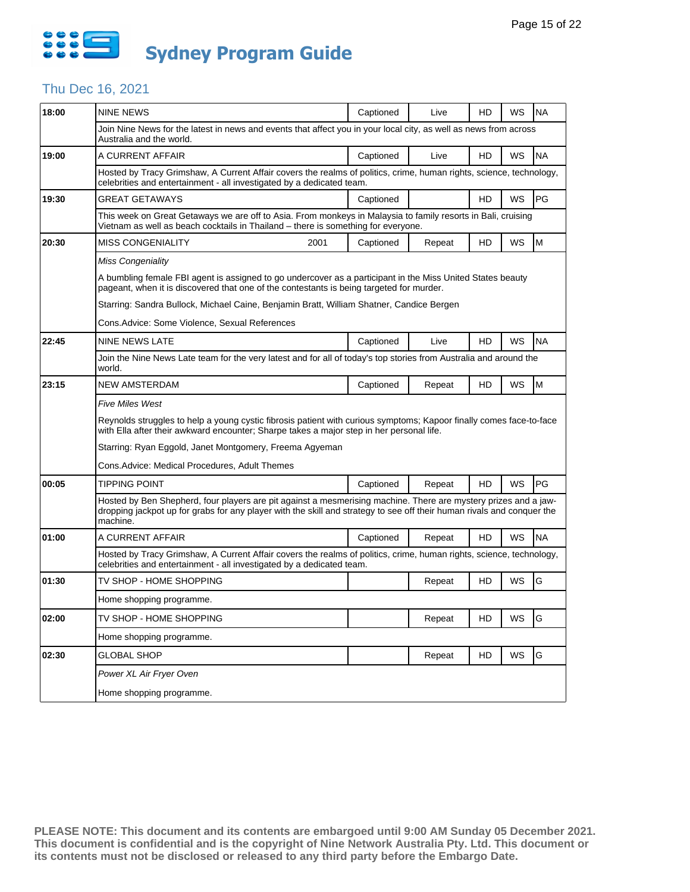# Sydney Program Guide

## Thu Dec 16, 2021

| Time | Program | Year | Captioned | Status | HD | WS | Rating |
|---|---|---|---|---|---|---|---|
| 18:00 | NINE NEWS | | Captioned | Live | HD | WS | NA |
| | Join Nine News for the latest in news and events that affect you in your local city, as well as news from across Australia and the world. | | | | | | |
| 19:00 | A CURRENT AFFAIR | | Captioned | Live | HD | WS | NA |
| | Hosted by Tracy Grimshaw, A Current Affair covers the realms of politics, crime, human rights, science, technology, celebrities and entertainment - all investigated by a dedicated team. | | | | | | |
| 19:30 | GREAT GETAWAYS | | Captioned | | HD | WS | PG |
| | This week on Great Getaways we are off to Asia. From monkeys in Malaysia to family resorts in Bali, cruising Vietnam as well as beach cocktails in Thailand – there is something for everyone. | | | | | | |
| 20:30 | MISS CONGENIALITY | 2001 | Captioned | Repeat | HD | WS | M |
| | *Miss Congeniality*<br><br>A bumbling female FBI agent is assigned to go undercover as a participant in the Miss United States beauty pageant, when it is discovered that one of the contestants is being targeted for murder.<br><br>Starring: Sandra Bullock, Michael Caine, Benjamin Bratt, William Shatner, Candice Bergen<br><br>Cons.Advice: Some Violence, Sexual References | | | | | | |
| 22:45 | NINE NEWS LATE | | Captioned | Live | HD | WS | NA |
| | Join the Nine News Late team for the very latest and for all of today's top stories from Australia and around the world. | | | | | | |
| 23:15 | NEW AMSTERDAM | | Captioned | Repeat | HD | WS | M |
| | *Five Miles West*<br><br>Reynolds struggles to help a young cystic fibrosis patient with curious symptoms; Kapoor finally comes face-to-face with Ella after their awkward encounter; Sharpe takes a major step in her personal life.<br><br>Starring: Ryan Eggold, Janet Montgomery, Freema Agyeman<br><br>Cons.Advice: Medical Procedures, Adult Themes | | | | | | |
| 00:05 | TIPPING POINT | | Captioned | Repeat | HD | WS | PG |
| | Hosted by Ben Shepherd, four players are pit against a mesmerising machine. There are mystery prizes and a jaw-dropping jackpot up for grabs for any player with the skill and strategy to see off their human rivals and conquer the machine. | | | | | | |
| 01:00 | A CURRENT AFFAIR | | Captioned | Repeat | HD | WS | NA |
| | Hosted by Tracy Grimshaw, A Current Affair covers the realms of politics, crime, human rights, science, technology, celebrities and entertainment - all investigated by a dedicated team. | | | | | | |
| 01:30 | TV SHOP - HOME SHOPPING | | | Repeat | HD | WS | G |
| | Home shopping programme. | | | | | | |
| 02:00 | TV SHOP - HOME SHOPPING | | | Repeat | HD | WS | G |
| | Home shopping programme. | | | | | | |
| 02:30 | GLOBAL SHOP | | | Repeat | HD | WS | G |
| | *Power XL Air Fryer Oven*<br><br>Home shopping programme. | | | | | | |

**PLEASE NOTE: This document and its contents are embargoed until 9:00 AM Sunday 05 December 2021. This document is confidential and is the copyright of Nine Network Australia Pty. Ltd. This document or its contents must not be disclosed or released to any third party before the Embargo Date.**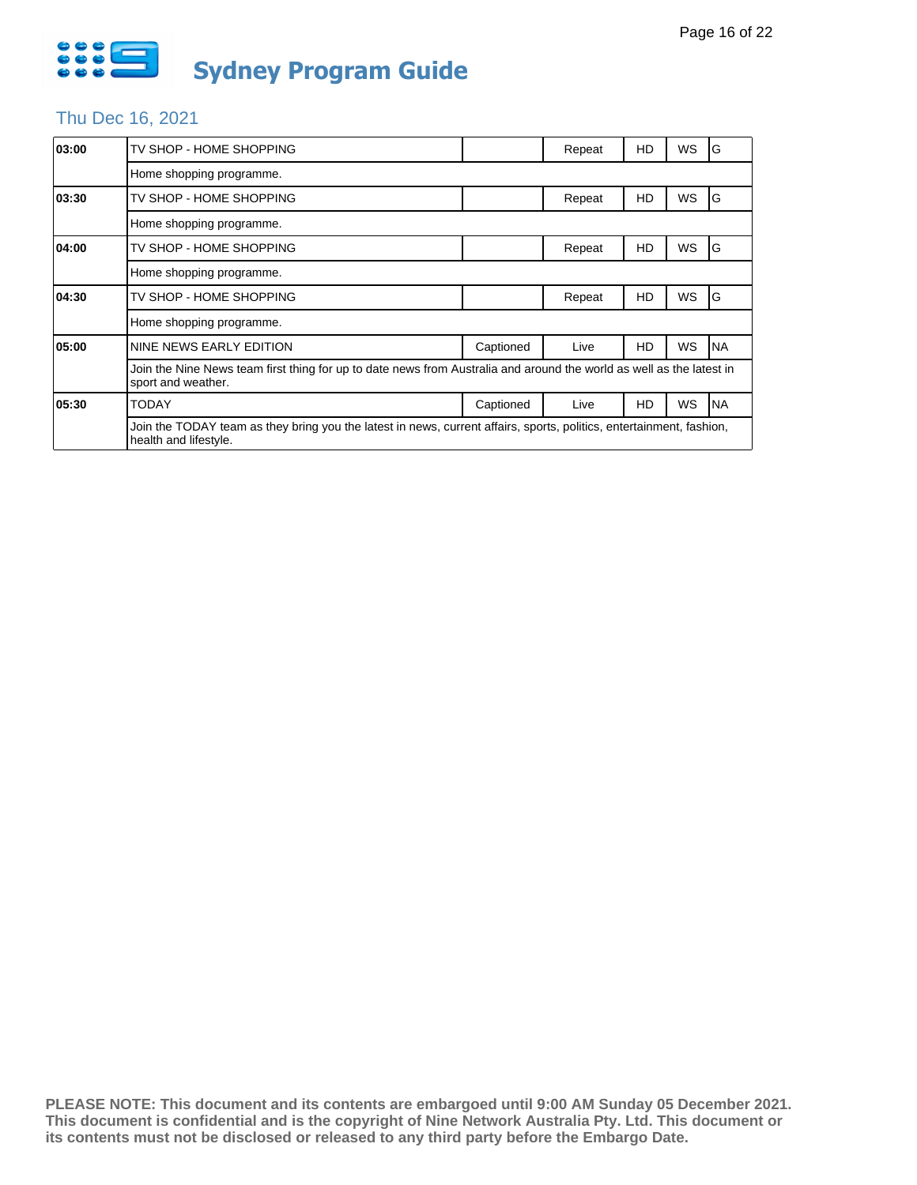# Sydney Program Guide

## Thu Dec 16, 2021

| Time | Program | Captioned | Status | HD | WS | Rating |
|---|---|---|---|---|---|---|
| 03:00 | TV SHOP - HOME SHOPPING | | Repeat | HD | WS | G |
| | Home shopping programme. | | | | | |
| 03:30 | TV SHOP - HOME SHOPPING | | Repeat | HD | WS | G |
| | Home shopping programme. | | | | | |
| 04:00 | TV SHOP - HOME SHOPPING | | Repeat | HD | WS | G |
| | Home shopping programme. | | | | | |
| 04:30 | TV SHOP - HOME SHOPPING | | Repeat | HD | WS | G |
| | Home shopping programme. | | | | | |
| 05:00 | NINE NEWS EARLY EDITION | Captioned | Live | HD | WS | NA |
| | Join the Nine News team first thing for up to date news from Australia and around the world as well as the latest in sport and weather. | | | | | |
| 05:30 | TODAY | Captioned | Live | HD | WS | NA |
| | Join the TODAY team as they bring you the latest in news, current affairs, sports, politics, entertainment, fashion, health and lifestyle. | | | | | |

**PLEASE NOTE: This document and its contents are embargoed until 9:00 AM Sunday 05 December 2021. This document is confidential and is the copyright of Nine Network Australia Pty. Ltd. This document or its contents must not be disclosed or released to any third party before the Embargo Date.**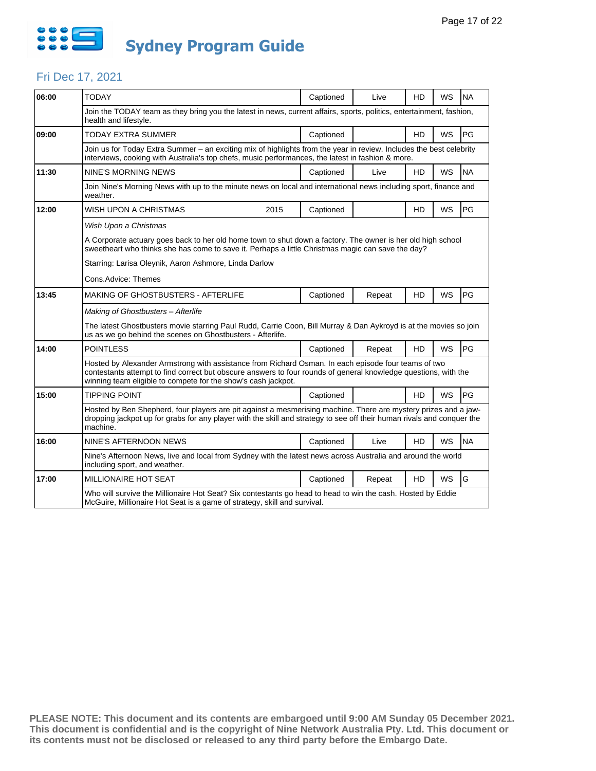# Sydney Program Guide

## Fri Dec 17, 2021

| Time | Program | | Captioned | Status | HD | WS | Rating |
|---|---|---|---|---|---|---|---|
| 06:00 | TODAY | | Captioned | Live | HD | WS | NA |
| | Join the TODAY team as they bring you the latest in news, current affairs, sports, politics, entertainment, fashion, health and lifestyle. | | | | | | |
| 09:00 | TODAY EXTRA SUMMER | | Captioned | | HD | WS | PG |
| | Join us for Today Extra Summer – an exciting mix of highlights from the year in review. Includes the best celebrity interviews, cooking with Australia's top chefs, music performances, the latest in fashion & more. | | | | | | |
| 11:30 | NINE'S MORNING NEWS | | Captioned | Live | HD | WS | NA |
| | Join Nine's Morning News with up to the minute news on local and international news including sport, finance and weather. | | | | | | |
| 12:00 | WISH UPON A CHRISTMAS | 2015 | Captioned | | HD | WS | PG |
| | *Wish Upon a Christmas*<br><br>A Corporate actuary goes back to her old home town to shut down a factory. The owner is her old high school sweetheart who thinks she has come to save it. Perhaps a little Christmas magic can save the day?<br><br>Starring: Larisa Oleynik, Aaron Ashmore, Linda Darlow<br><br>Cons.Advice: Themes | | | | | | |
| 13:45 | MAKING OF GHOSTBUSTERS - AFTERLIFE | | Captioned | Repeat | HD | WS | PG |
| | *Making of Ghostbusters – Afterlife*<br><br>The latest Ghostbusters movie starring Paul Rudd, Carrie Coon, Bill Murray & Dan Aykroyd is at the movies so join us as we go behind the scenes on Ghostbusters - Afterlife. | | | | | | |
| 14:00 | POINTLESS | | Captioned | Repeat | HD | WS | PG |
| | Hosted by Alexander Armstrong with assistance from Richard Osman. In each episode four teams of two contestants attempt to find correct but obscure answers to four rounds of general knowledge questions, with the winning team eligible to compete for the show's cash jackpot. | | | | | | |
| 15:00 | TIPPING POINT | | Captioned | | HD | WS | PG |
| | Hosted by Ben Shepherd, four players are pit against a mesmerising machine. There are mystery prizes and a jaw-dropping jackpot up for grabs for any player with the skill and strategy to see off their human rivals and conquer the machine. | | | | | | |
| 16:00 | NINE'S AFTERNOON NEWS | | Captioned | Live | HD | WS | NA |
| | Nine's Afternoon News, live and local from Sydney with the latest news across Australia and around the world including sport, and weather. | | | | | | |
| 17:00 | MILLIONAIRE HOT SEAT | | Captioned | Repeat | HD | WS | G |
| | Who will survive the Millionaire Hot Seat? Six contestants go head to head to win the cash. Hosted by Eddie McGuire, Millionaire Hot Seat is a game of strategy, skill and survival. | | | | | | |

**PLEASE NOTE: This document and its contents are embargoed until 9:00 AM Sunday 05 December 2021. This document is confidential and is the copyright of Nine Network Australia Pty. Ltd. This document or its contents must not be disclosed or released to any third party before the Embargo Date.**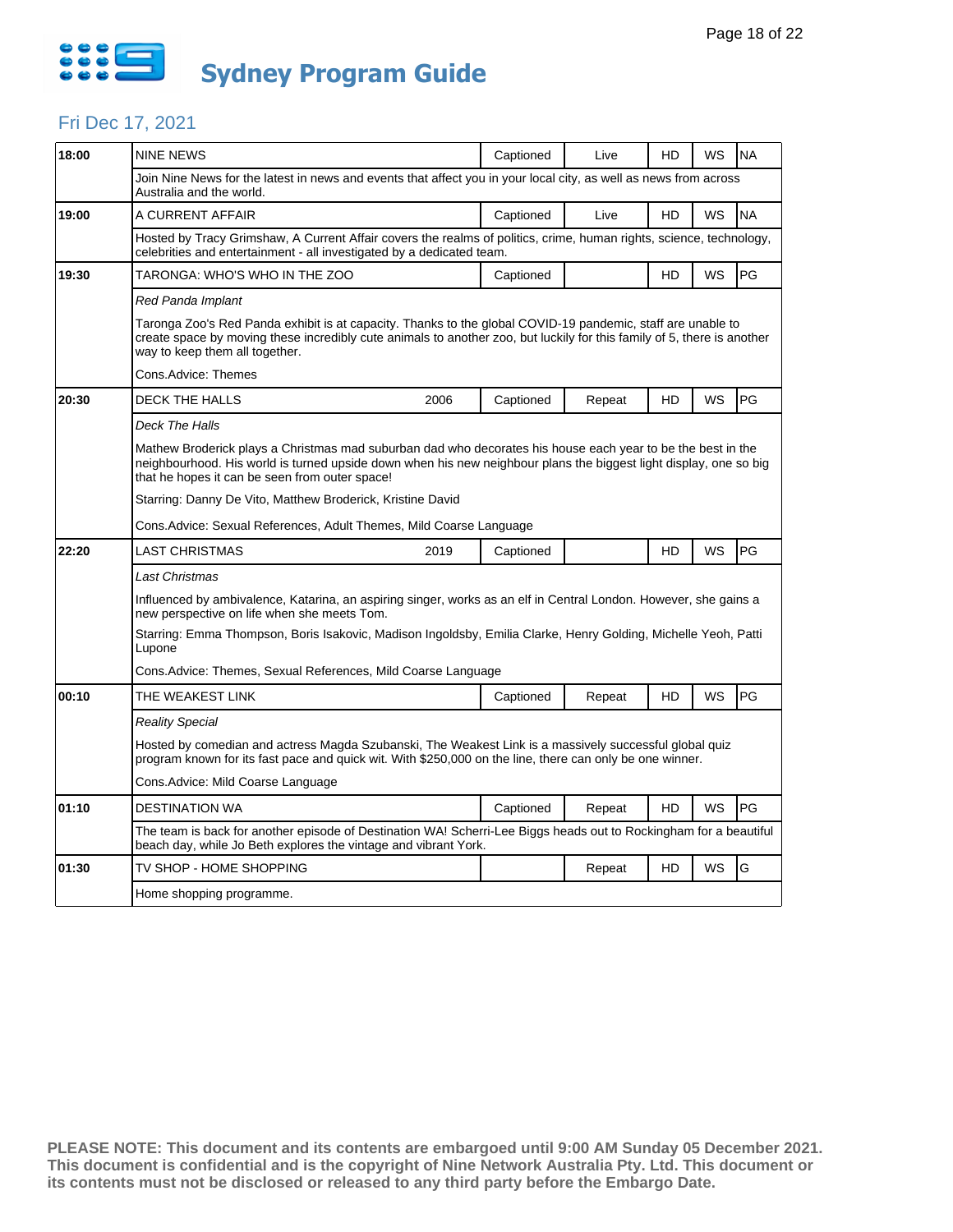# Sydney Program Guide

## Fri Dec 17, 2021

| Time | Program | Year | Captioned | Live/Repeat | HD | WS | Rating |
|---|---|---|---|---|---|---|---|
| 18:00 | NINE NEWS | | Captioned | Live | HD | WS | NA |
| | Join Nine News for the latest in news and events that affect you in your local city, as well as news from across Australia and the world. | | | | | | |
| 19:00 | A CURRENT AFFAIR | | Captioned | Live | HD | WS | NA |
| | Hosted by Tracy Grimshaw, A Current Affair covers the realms of politics, crime, human rights, science, technology, celebrities and entertainment - all investigated by a dedicated team. | | | | | | |
| 19:30 | TARONGA: WHO'S WHO IN THE ZOO | | Captioned | | HD | WS | PG |
| | *Red Panda Implant*<br><br>Taronga Zoo's Red Panda exhibit is at capacity. Thanks to the global COVID-19 pandemic, staff are unable to create space by moving these incredibly cute animals to another zoo, but luckily for this family of 5, there is another way to keep them all together.<br><br>Cons.Advice: Themes | | | | | | |
| 20:30 | DECK THE HALLS | 2006 | Captioned | Repeat | HD | WS | PG |
| | *Deck The Halls*<br><br>Mathew Broderick plays a Christmas mad suburban dad who decorates his house each year to be the best in the neighbourhood. His world is turned upside down when his new neighbour plans the biggest light display, one so big that he hopes it can be seen from outer space!<br><br>Starring: Danny De Vito, Matthew Broderick, Kristine David<br><br>Cons.Advice: Sexual References, Adult Themes, Mild Coarse Language | | | | | | |
| 22:20 | LAST CHRISTMAS | 2019 | Captioned | | HD | WS | PG |
| | *Last Christmas*<br><br>Influenced by ambivalence, Katarina, an aspiring singer, works as an elf in Central London. However, she gains a new perspective on life when she meets Tom.<br><br>Starring: Emma Thompson, Boris Isakovic, Madison Ingoldsby, Emilia Clarke, Henry Golding, Michelle Yeoh, Patti Lupone<br><br>Cons.Advice: Themes, Sexual References, Mild Coarse Language | | | | | | |
| 00:10 | THE WEAKEST LINK | | Captioned | Repeat | HD | WS | PG |
| | *Reality Special*<br><br>Hosted by comedian and actress Magda Szubanski, The Weakest Link is a massively successful global quiz program known for its fast pace and quick wit. With $250,000 on the line, there can only be one winner.<br><br>Cons.Advice: Mild Coarse Language | | | | | | |
| 01:10 | DESTINATION WA | | Captioned | Repeat | HD | WS | PG |
| | The team is back for another episode of Destination WA! Scherri-Lee Biggs heads out to Rockingham for a beautiful beach day, while Jo Beth explores the vintage and vibrant York. | | | | | | |
| 01:30 | TV SHOP - HOME SHOPPING | | | Repeat | HD | WS | G |
| | Home shopping programme. | | | | | | |

**PLEASE NOTE: This document and its contents are embargoed until 9:00 AM Sunday 05 December 2021. This document is confidential and is the copyright of Nine Network Australia Pty. Ltd. This document or its contents must not be disclosed or released to any third party before the Embargo Date.**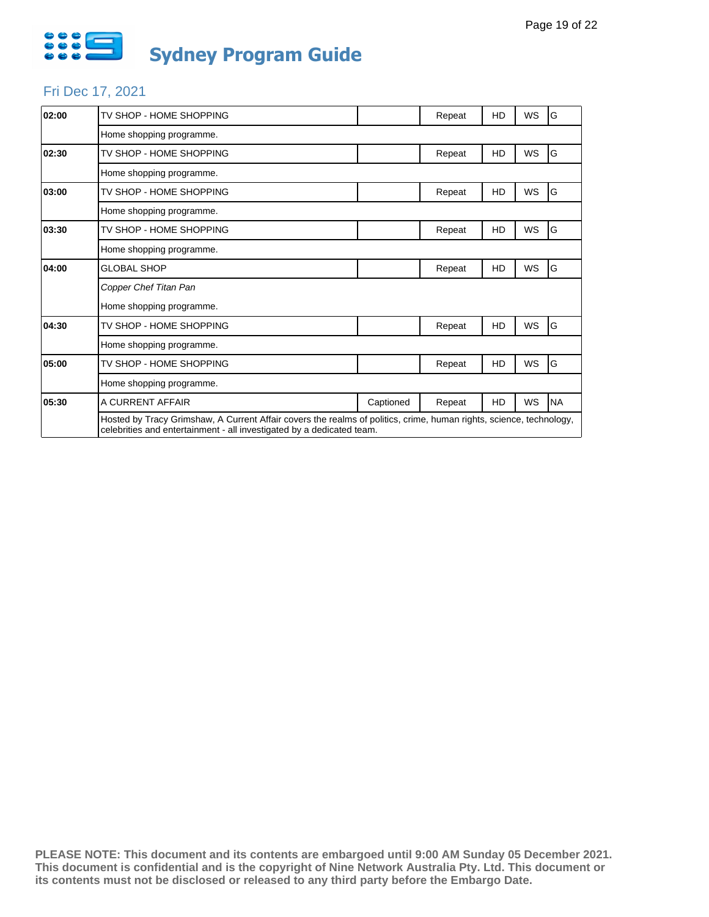# Sydney Program Guide

## Fri Dec 17, 2021

| Time | Program | Captioned | Repeat | HD | WS | Rating |
|---|---|---|---|---|---|---|
| 02:00 | TV SHOP - HOME SHOPPING | | Repeat | HD | WS | G |
| | Home shopping programme. | | | | | |
| 02:30 | TV SHOP - HOME SHOPPING | | Repeat | HD | WS | G |
| | Home shopping programme. | | | | | |
| 03:00 | TV SHOP - HOME SHOPPING | | Repeat | HD | WS | G |
| | Home shopping programme. | | | | | |
| 03:30 | TV SHOP - HOME SHOPPING | | Repeat | HD | WS | G |
| | Home shopping programme. | | | | | |
| 04:00 | GLOBAL SHOP | | Repeat | HD | WS | G |
| | *Copper Chef Titan Pan* | | | | | |
| | Home shopping programme. | | | | | |
| 04:30 | TV SHOP - HOME SHOPPING | | Repeat | HD | WS | G |
| | Home shopping programme. | | | | | |
| 05:00 | TV SHOP - HOME SHOPPING | | Repeat | HD | WS | G |
| | Home shopping programme. | | | | | |
| 05:30 | A CURRENT AFFAIR | Captioned | Repeat | HD | WS | NA |
| | Hosted by Tracy Grimshaw, A Current Affair covers the realms of politics, crime, human rights, science, technology, celebrities and entertainment - all investigated by a dedicated team. | | | | | |

**PLEASE NOTE: This document and its contents are embargoed until 9:00 AM Sunday 05 December 2021. This document is confidential and is the copyright of Nine Network Australia Pty. Ltd. This document or its contents must not be disclosed or released to any third party before the Embargo Date.**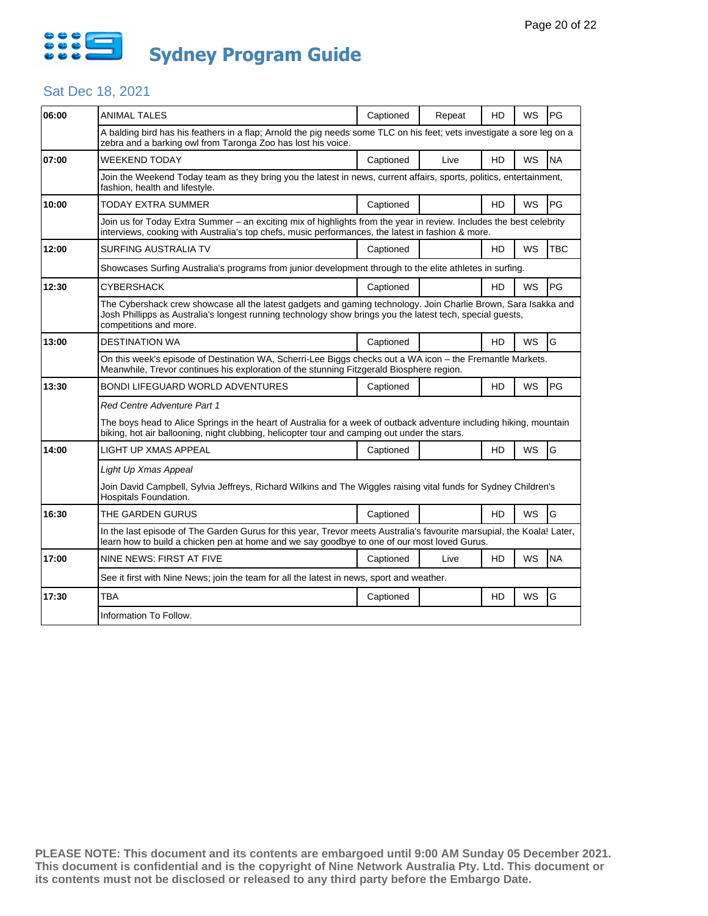# Sydney Program Guide

## Sat Dec 18, 2021

| Time | Program | Captioned | Status | HD | WS | Rating |
|---|---|---|---|---|---|---|
| 06:00 | ANIMAL TALES | Captioned | Repeat | HD | WS | PG |
| | A balding bird has his feathers in a flap; Arnold the pig needs some TLC on his feet; vets investigate a sore leg on a zebra and a barking owl from Taronga Zoo has lost his voice. | | | | | |
| 07:00 | WEEKEND TODAY | Captioned | Live | HD | WS | NA |
| | Join the Weekend Today team as they bring you the latest in news, current affairs, sports, politics, entertainment, fashion, health and lifestyle. | | | | | |
| 10:00 | TODAY EXTRA SUMMER | Captioned | | HD | WS | PG |
| | Join us for Today Extra Summer – an exciting mix of highlights from the year in review. Includes the best celebrity interviews, cooking with Australia's top chefs, music performances, the latest in fashion & more. | | | | | |
| 12:00 | SURFING AUSTRALIA TV | Captioned | | HD | WS | TBC |
| | Showcases Surfing Australia's programs from junior development through to the elite athletes in surfing. | | | | | |
| 12:30 | CYBERSHACK | Captioned | | HD | WS | PG |
| | The Cybershack crew showcase all the latest gadgets and gaming technology. Join Charlie Brown, Sara Isakka and Josh Phillipps as Australia's longest running technology show brings you the latest tech, special guests, competitions and more. | | | | | |
| 13:00 | DESTINATION WA | Captioned | | HD | WS | G |
| | On this week's episode of Destination WA, Scherri-Lee Biggs checks out a WA icon – the Fremantle Markets. Meanwhile, Trevor continues his exploration of the stunning Fitzgerald Biosphere region. | | | | | |
| 13:30 | BONDI LIFEGUARD WORLD ADVENTURES | Captioned | | HD | WS | PG |
| | *Red Centre Adventure Part 1*<br><br>The boys head to Alice Springs in the heart of Australia for a week of outback adventure including hiking, mountain biking, hot air ballooning, night clubbing, helicopter tour and camping out under the stars. | | | | | |
| 14:00 | LIGHT UP XMAS APPEAL | Captioned | | HD | WS | G |
| | *Light Up Xmas Appeal*<br><br>Join David Campbell, Sylvia Jeffreys, Richard Wilkins and The Wiggles raising vital funds for Sydney Children's Hospitals Foundation. | | | | | |
| 16:30 | THE GARDEN GURUS | Captioned | | HD | WS | G |
| | In the last episode of The Garden Gurus for this year, Trevor meets Australia's favourite marsupial, the Koala! Later, learn how to build a chicken pen at home and we say goodbye to one of our most loved Gurus. | | | | | |
| 17:00 | NINE NEWS: FIRST AT FIVE | Captioned | Live | HD | WS | NA |
| | See it first with Nine News; join the team for all the latest in news, sport and weather. | | | | | |
| 17:30 | TBA | Captioned | | HD | WS | G |
| | Information To Follow. | | | | | |

**PLEASE NOTE: This document and its contents are embargoed until 9:00 AM Sunday 05 December 2021. This document is confidential and is the copyright of Nine Network Australia Pty. Ltd. This document or its contents must not be disclosed or released to any third party before the Embargo Date.**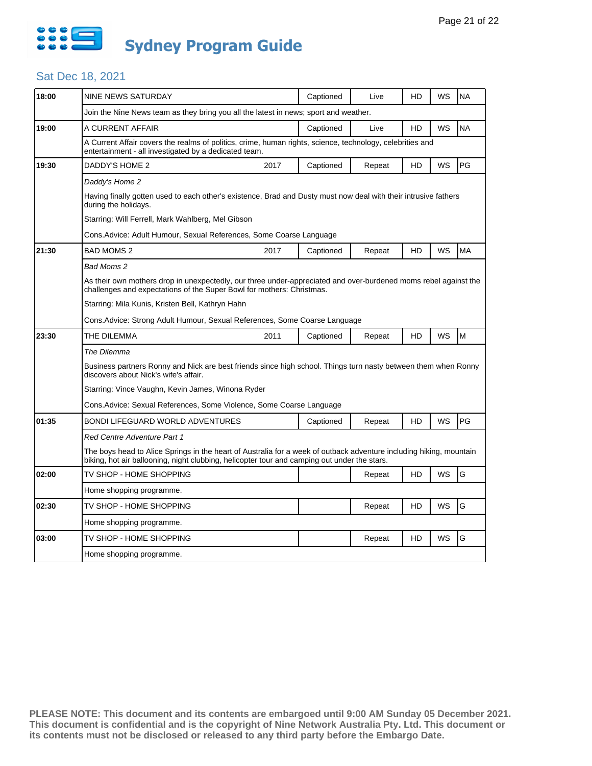# Sydney Program Guide

## Sat Dec 18, 2021

| Time | Program | Year | Captioned | Status | HD | WS | Rating |
|---|---|---|---|---|---|---|---|
| 18:00 | NINE NEWS SATURDAY | | Captioned | Live | HD | WS | NA |
| | Join the Nine News team as they bring you all the latest in news; sport and weather. | | | | | | |
| 19:00 | A CURRENT AFFAIR | | Captioned | Live | HD | WS | NA |
| | A Current Affair covers the realms of politics, crime, human rights, science, technology, celebrities and entertainment - all investigated by a dedicated team. | | | | | | |
| 19:30 | DADDY'S HOME 2 | 2017 | Captioned | Repeat | HD | WS | PG |
| | *Daddy's Home 2*<br>Having finally gotten used to each other's existence, Brad and Dusty must now deal with their intrusive fathers during the holidays.<br>Starring: Will Ferrell, Mark Wahlberg, Mel Gibson<br>Cons.Advice: Adult Humour, Sexual References, Some Coarse Language | | | | | | |
| 21:30 | BAD MOMS 2 | 2017 | Captioned | Repeat | HD | WS | MA |
| | *Bad Moms 2*<br>As their own mothers drop in unexpectedly, our three under-appreciated and over-burdened moms rebel against the challenges and expectations of the Super Bowl for mothers: Christmas.<br>Starring: Mila Kunis, Kristen Bell, Kathryn Hahn<br>Cons.Advice: Strong Adult Humour, Sexual References, Some Coarse Language | | | | | | |
| 23:30 | THE DILEMMA | 2011 | Captioned | Repeat | HD | WS | M |
| | *The Dilemma*<br>Business partners Ronny and Nick are best friends since high school. Things turn nasty between them when Ronny discovers about Nick's wife's affair.<br>Starring: Vince Vaughn, Kevin James, Winona Ryder<br>Cons.Advice: Sexual References, Some Violence, Some Coarse Language | | | | | | |
| 01:35 | BONDI LIFEGUARD WORLD ADVENTURES | | Captioned | Repeat | HD | WS | PG |
| | *Red Centre Adventure Part 1*<br>The boys head to Alice Springs in the heart of Australia for a week of outback adventure including hiking, mountain biking, hot air ballooning, night clubbing, helicopter tour and camping out under the stars. | | | | | | |
| 02:00 | TV SHOP - HOME SHOPPING | | | Repeat | HD | WS | G |
| | Home shopping programme. | | | | | | |
| 02:30 | TV SHOP - HOME SHOPPING | | | Repeat | HD | WS | G |
| | Home shopping programme. | | | | | | |
| 03:00 | TV SHOP - HOME SHOPPING | | | Repeat | HD | WS | G |
| | Home shopping programme. | | | | | | |

**PLEASE NOTE: This document and its contents are embargoed until 9:00 AM Sunday 05 December 2021. This document is confidential and is the copyright of Nine Network Australia Pty. Ltd. This document or its contents must not be disclosed or released to any third party before the Embargo Date.**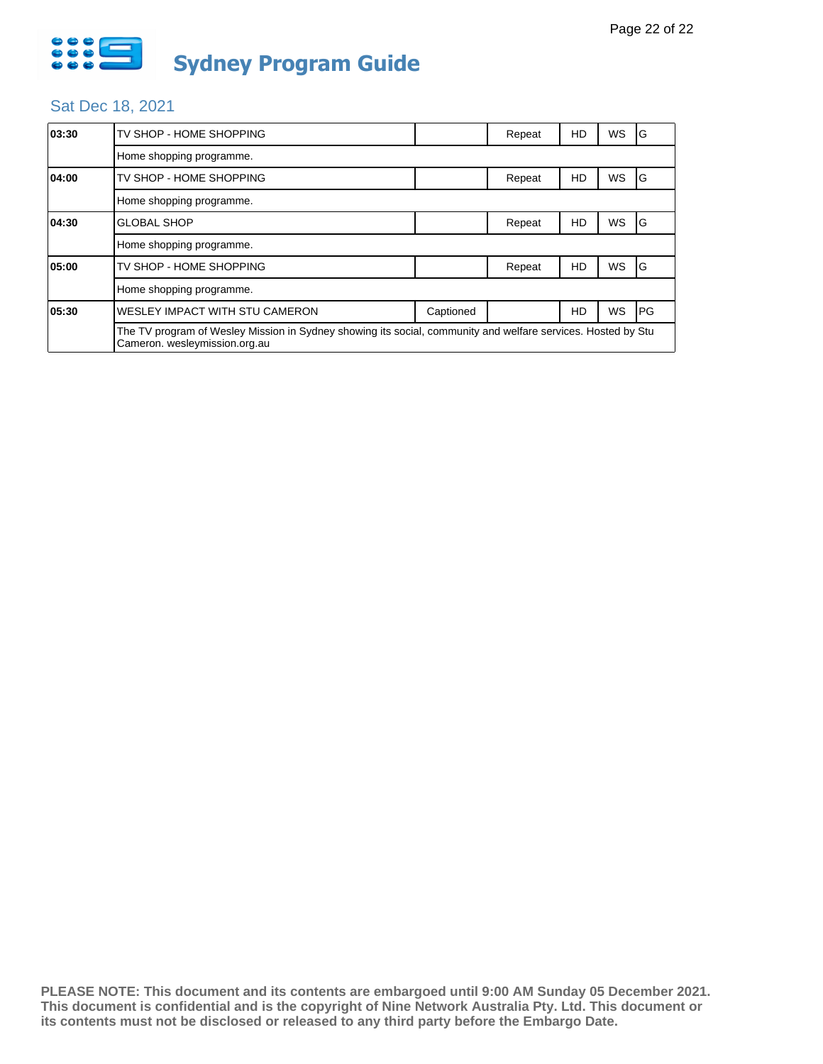# Sydney Program Guide

## Sat Dec 18, 2021

| | | | | | | |
|---|---|---|---|---|---|---|
| **03:30** | TV SHOP - HOME SHOPPING | | Repeat | HD | WS | G |
| | Home shopping programme. | | | | | |
| **04:00** | TV SHOP - HOME SHOPPING | | Repeat | HD | WS | G |
| | Home shopping programme. | | | | | |
| **04:30** | GLOBAL SHOP | | Repeat | HD | WS | G |
| | Home shopping programme. | | | | | |
| **05:00** | TV SHOP - HOME SHOPPING | | Repeat | HD | WS | G |
| | Home shopping programme. | | | | | |
| **05:30** | WESLEY IMPACT WITH STU CAMERON | Captioned | | HD | WS | PG |
| | The TV program of Wesley Mission in Sydney showing its social, community and welfare services. Hosted by Stu Cameron. wesleymission.org.au | | | | | |

**PLEASE NOTE: This document and its contents are embargoed until 9:00 AM Sunday 05 December 2021. This document is confidential and is the copyright of Nine Network Australia Pty. Ltd. This document or its contents must not be disclosed or released to any third party before the Embargo Date.**